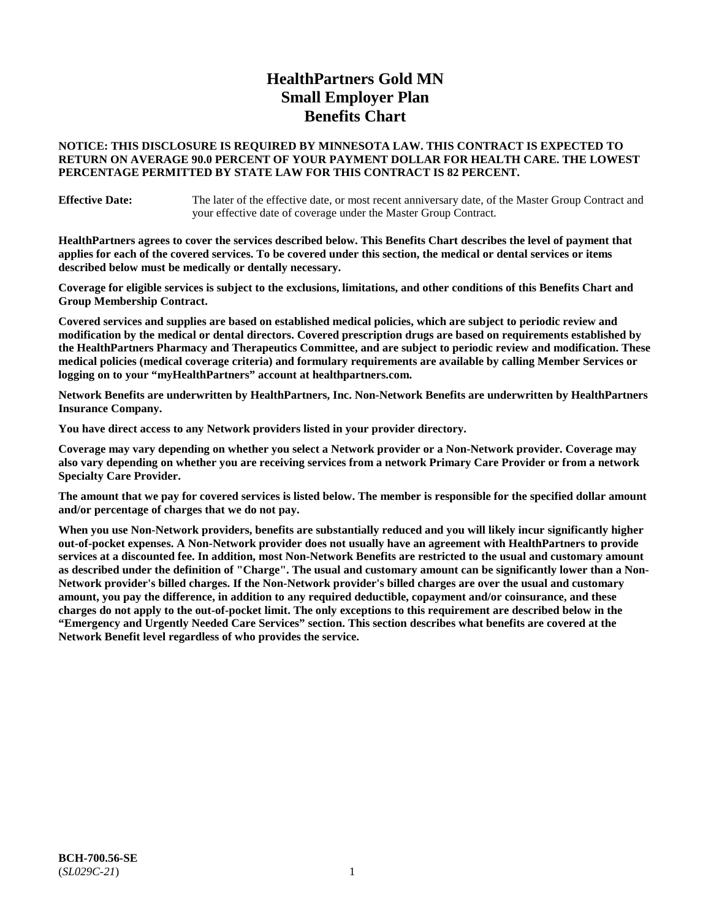# HealthPartners Gold MN Small Employer Plan Benefits Chart

**NOTICE: THIS DISCLOSURE IS REQUIRED BY MINNESOTA LAW. THIS CONTRACT IS EXPECTED TO RETURN ON AVERAGE 90.0 PERCENT OF YOUR PAYMENT DOLLAR FOR HEALTH CARE. THE LOWEST PERCENTAGE PERMITTED BY STATE LAW FOR THIS CONTRACT IS 82 PERCENT.**

**Effective Date:** The later of the effective date, or most recent anniversary date, of the Master Group Contract and your effective date of coverage under the Master Group Contract.

**HealthPartners agrees to cover the services described below. This Benefits Chart describes the level of payment that applies for each of the covered services. To be covered under this section, the medical or dental services or items described below must be medically or dentally necessary.**

**Coverage for eligible services is subject to the exclusions, limitations, and other conditions of this Benefits Chart and Group Membership Contract.**

**Covered services and supplies are based on established medical policies, which are subject to periodic review and modification by the medical or dental directors. Covered prescription drugs are based on requirements established by the HealthPartners Pharmacy and Therapeutics Committee, and are subject to periodic review and modification. These medical policies (medical coverage criteria) and formulary requirements are available by calling Member Services or logging on to your "myHealthPartners" account at healthpartners.com.**

**Network Benefits are underwritten by HealthPartners, Inc. Non-Network Benefits are underwritten by HealthPartners Insurance Company.**

**You have direct access to any Network providers listed in your provider directory.**

**Coverage may vary depending on whether you select a Network provider or a Non-Network provider. Coverage may also vary depending on whether you are receiving services from a network Primary Care Provider or from a network Specialty Care Provider.**

**The amount that we pay for covered services is listed below. The member is responsible for the specified dollar amount and/or percentage of charges that we do not pay.**

**When you use Non-Network providers, benefits are substantially reduced and you will likely incur significantly higher out-of-pocket expenses. A Non-Network provider does not usually have an agreement with HealthPartners to provide services at a discounted fee. In addition, most Non-Network Benefits are restricted to the usual and customary amount as described under the definition of "Charge". The usual and customary amount can be significantly lower than a Non-Network provider's billed charges. If the Non-Network provider's billed charges are over the usual and customary amount, you pay the difference, in addition to any required deductible, copayment and/or coinsurance, and these charges do not apply to the out-of-pocket limit. The only exceptions to this requirement are described below in the "Emergency and Urgently Needed Care Services" section. This section describes what benefits are covered at the Network Benefit level regardless of who provides the service.**

**BCH-700.56-SE**
(*SL029C-21*)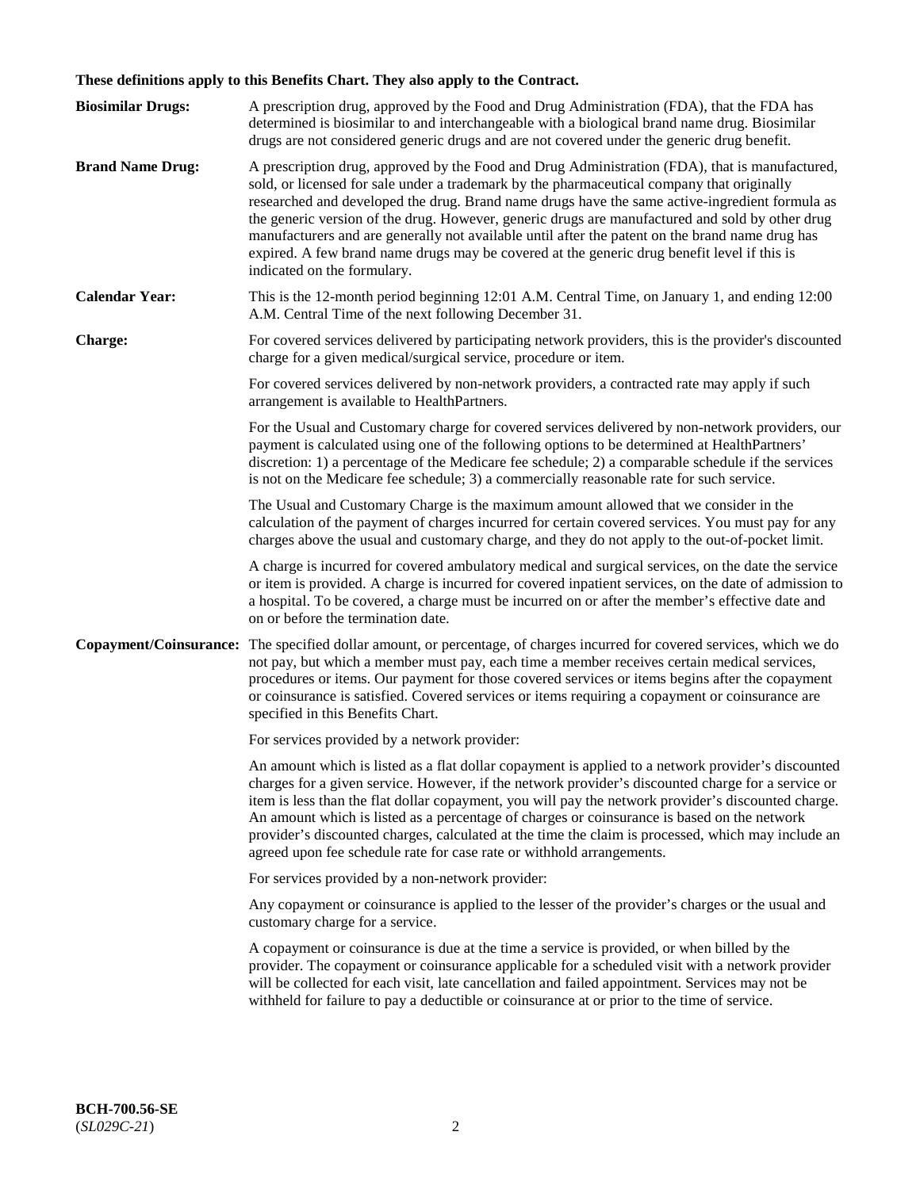**These definitions apply to this Benefits Chart. They also apply to the Contract.**

**Biosimilar Drugs:** A prescription drug, approved by the Food and Drug Administration (FDA), that the FDA has determined is biosimilar to and interchangeable with a biological brand name drug. Biosimilar drugs are not considered generic drugs and are not covered under the generic drug benefit.

**Brand Name Drug:** A prescription drug, approved by the Food and Drug Administration (FDA), that is manufactured, sold, or licensed for sale under a trademark by the pharmaceutical company that originally researched and developed the drug. Brand name drugs have the same active-ingredient formula as the generic version of the drug. However, generic drugs are manufactured and sold by other drug manufacturers and are generally not available until after the patent on the brand name drug has expired. A few brand name drugs may be covered at the generic drug benefit level if this is indicated on the formulary.

**Calendar Year:** This is the 12-month period beginning 12:01 A.M. Central Time, on January 1, and ending 12:00 A.M. Central Time of the next following December 31.

**Charge:** For covered services delivered by participating network providers, this is the provider's discounted charge for a given medical/surgical service, procedure or item.

For covered services delivered by non-network providers, a contracted rate may apply if such arrangement is available to HealthPartners.

For the Usual and Customary charge for covered services delivered by non-network providers, our payment is calculated using one of the following options to be determined at HealthPartners' discretion: 1) a percentage of the Medicare fee schedule; 2) a comparable schedule if the services is not on the Medicare fee schedule; 3) a commercially reasonable rate for such service.

The Usual and Customary Charge is the maximum amount allowed that we consider in the calculation of the payment of charges incurred for certain covered services. You must pay for any charges above the usual and customary charge, and they do not apply to the out-of-pocket limit.

A charge is incurred for covered ambulatory medical and surgical services, on the date the service or item is provided. A charge is incurred for covered inpatient services, on the date of admission to a hospital. To be covered, a charge must be incurred on or after the member's effective date and on or before the termination date.

**Copayment/Coinsurance:** The specified dollar amount, or percentage, of charges incurred for covered services, which we do not pay, but which a member must pay, each time a member receives certain medical services, procedures or items. Our payment for those covered services or items begins after the copayment or coinsurance is satisfied. Covered services or items requiring a copayment or coinsurance are specified in this Benefits Chart.

For services provided by a network provider:

An amount which is listed as a flat dollar copayment is applied to a network provider's discounted charges for a given service. However, if the network provider's discounted charge for a service or item is less than the flat dollar copayment, you will pay the network provider's discounted charge. An amount which is listed as a percentage of charges or coinsurance is based on the network provider's discounted charges, calculated at the time the claim is processed, which may include an agreed upon fee schedule rate for case rate or withhold arrangements.

For services provided by a non-network provider:

Any copayment or coinsurance is applied to the lesser of the provider's charges or the usual and customary charge for a service.

A copayment or coinsurance is due at the time a service is provided, or when billed by the provider. The copayment or coinsurance applicable for a scheduled visit with a network provider will be collected for each visit, late cancellation and failed appointment. Services may not be withheld for failure to pay a deductible or coinsurance at or prior to the time of service.

**BCH-700.56-SE**
(*SL029C-21*)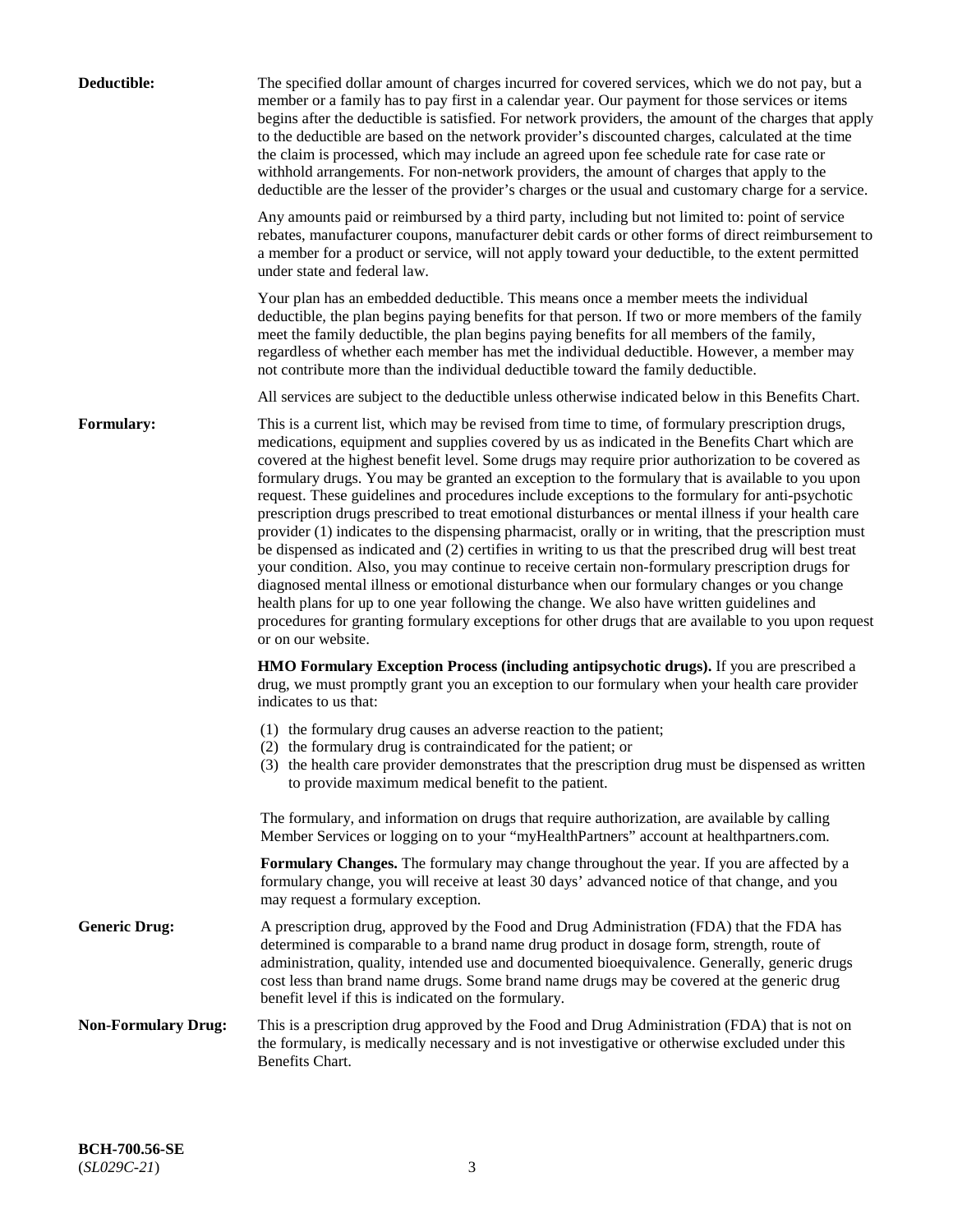**Deductible:** The specified dollar amount of charges incurred for covered services, which we do not pay, but a member or a family has to pay first in a calendar year. Our payment for those services or items begins after the deductible is satisfied. For network providers, the amount of the charges that apply to the deductible are based on the network provider's discounted charges, calculated at the time the claim is processed, which may include an agreed upon fee schedule rate for case rate or withhold arrangements. For non-network providers, the amount of charges that apply to the deductible are the lesser of the provider's charges or the usual and customary charge for a service.

Any amounts paid or reimbursed by a third party, including but not limited to: point of service rebates, manufacturer coupons, manufacturer debit cards or other forms of direct reimbursement to a member for a product or service, will not apply toward your deductible, to the extent permitted under state and federal law.

Your plan has an embedded deductible. This means once a member meets the individual deductible, the plan begins paying benefits for that person. If two or more members of the family meet the family deductible, the plan begins paying benefits for all members of the family, regardless of whether each member has met the individual deductible. However, a member may not contribute more than the individual deductible toward the family deductible.

All services are subject to the deductible unless otherwise indicated below in this Benefits Chart.

**Formulary:** This is a current list, which may be revised from time to time, of formulary prescription drugs, medications, equipment and supplies covered by us as indicated in the Benefits Chart which are covered at the highest benefit level. Some drugs may require prior authorization to be covered as formulary drugs. You may be granted an exception to the formulary that is available to you upon request. These guidelines and procedures include exceptions to the formulary for anti-psychotic prescription drugs prescribed to treat emotional disturbances or mental illness if your health care provider (1) indicates to the dispensing pharmacist, orally or in writing, that the prescription must be dispensed as indicated and (2) certifies in writing to us that the prescribed drug will best treat your condition. Also, you may continue to receive certain non-formulary prescription drugs for diagnosed mental illness or emotional disturbance when our formulary changes or you change health plans for up to one year following the change. We also have written guidelines and procedures for granting formulary exceptions for other drugs that are available to you upon request or on our website.

**HMO Formulary Exception Process (including antipsychotic drugs).** If you are prescribed a drug, we must promptly grant you an exception to our formulary when your health care provider indicates to us that:

(1) the formulary drug causes an adverse reaction to the patient;
(2) the formulary drug is contraindicated for the patient; or
(3) the health care provider demonstrates that the prescription drug must be dispensed as written to provide maximum medical benefit to the patient.

The formulary, and information on drugs that require authorization, are available by calling Member Services or logging on to your "myHealthPartners" account at healthpartners.com.

**Formulary Changes.** The formulary may change throughout the year. If you are affected by a formulary change, you will receive at least 30 days' advanced notice of that change, and you may request a formulary exception.

**Generic Drug:** A prescription drug, approved by the Food and Drug Administration (FDA) that the FDA has determined is comparable to a brand name drug product in dosage form, strength, route of administration, quality, intended use and documented bioequivalence. Generally, generic drugs cost less than brand name drugs. Some brand name drugs may be covered at the generic drug benefit level if this is indicated on the formulary.

**Non-Formulary Drug:** This is a prescription drug approved by the Food and Drug Administration (FDA) that is not on the formulary, is medically necessary and is not investigative or otherwise excluded under this Benefits Chart.

**BCH-700.56-SE**
(*SL029C-21*)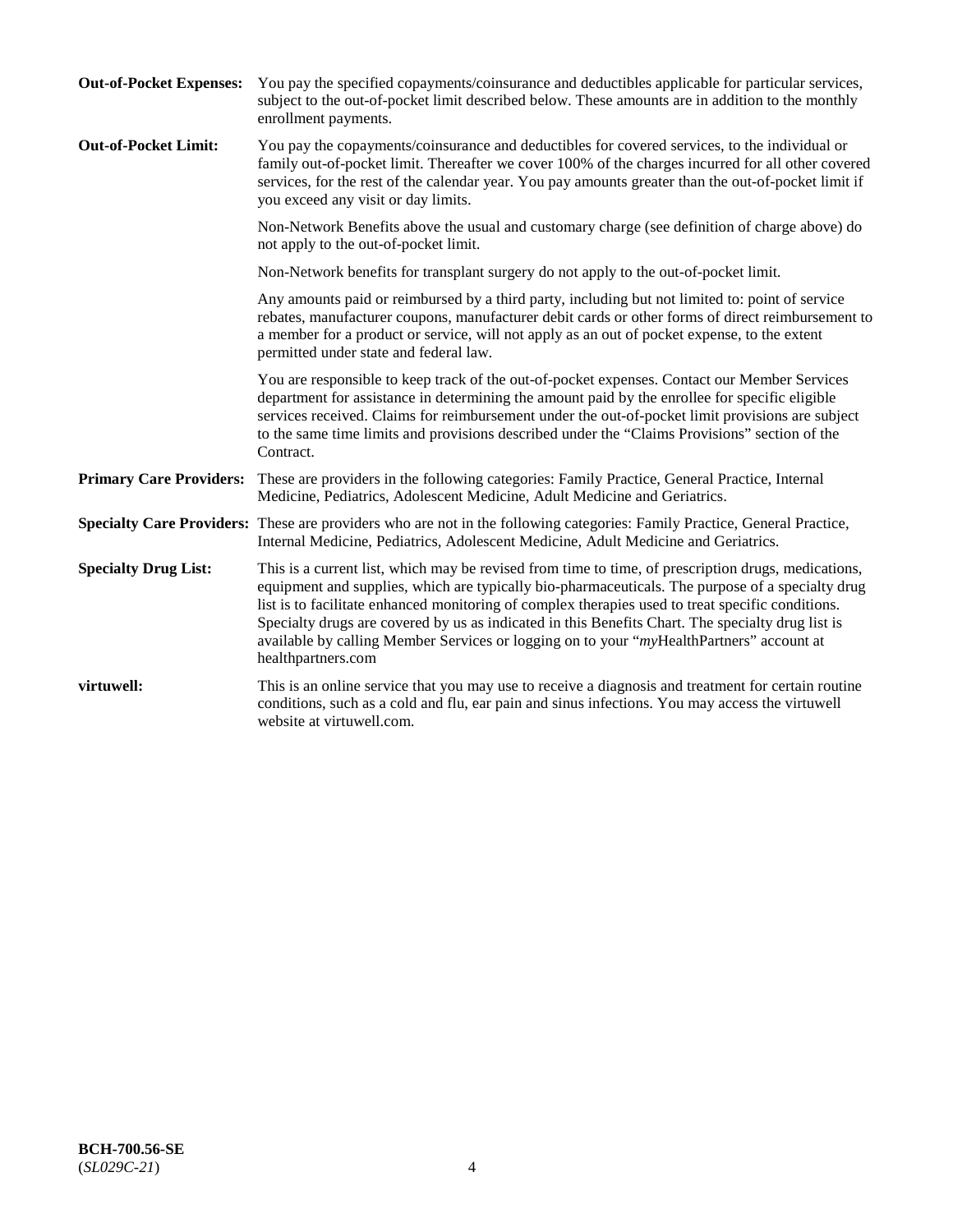**Out-of-Pocket Expenses:** You pay the specified copayments/coinsurance and deductibles applicable for particular services, subject to the out-of-pocket limit described below. These amounts are in addition to the monthly enrollment payments.

**Out-of-Pocket Limit:** You pay the copayments/coinsurance and deductibles for covered services, to the individual or family out-of-pocket limit. Thereafter we cover 100% of the charges incurred for all other covered services, for the rest of the calendar year. You pay amounts greater than the out-of-pocket limit if you exceed any visit or day limits.

Non-Network Benefits above the usual and customary charge (see definition of charge above) do not apply to the out-of-pocket limit.

Non-Network benefits for transplant surgery do not apply to the out-of-pocket limit.

Any amounts paid or reimbursed by a third party, including but not limited to: point of service rebates, manufacturer coupons, manufacturer debit cards or other forms of direct reimbursement to a member for a product or service, will not apply as an out of pocket expense, to the extent permitted under state and federal law.

You are responsible to keep track of the out-of-pocket expenses. Contact our Member Services department for assistance in determining the amount paid by the enrollee for specific eligible services received. Claims for reimbursement under the out-of-pocket limit provisions are subject to the same time limits and provisions described under the "Claims Provisions" section of the Contract.

**Primary Care Providers:** These are providers in the following categories: Family Practice, General Practice, Internal Medicine, Pediatrics, Adolescent Medicine, Adult Medicine and Geriatrics.

**Specialty Care Providers:** These are providers who are not in the following categories: Family Practice, General Practice, Internal Medicine, Pediatrics, Adolescent Medicine, Adult Medicine and Geriatrics.

**Specialty Drug List:** This is a current list, which may be revised from time to time, of prescription drugs, medications, equipment and supplies, which are typically bio-pharmaceuticals. The purpose of a specialty drug list is to facilitate enhanced monitoring of complex therapies used to treat specific conditions. Specialty drugs are covered by us as indicated in this Benefits Chart. The specialty drug list is available by calling Member Services or logging on to your "*my*HealthPartners" account at healthpartners.com

**virtuwell:** This is an online service that you may use to receive a diagnosis and treatment for certain routine conditions, such as a cold and flu, ear pain and sinus infections. You may access the virtuwell website at virtuwell.com.

**BCH-700.56-SE**
(*SL029C-21*)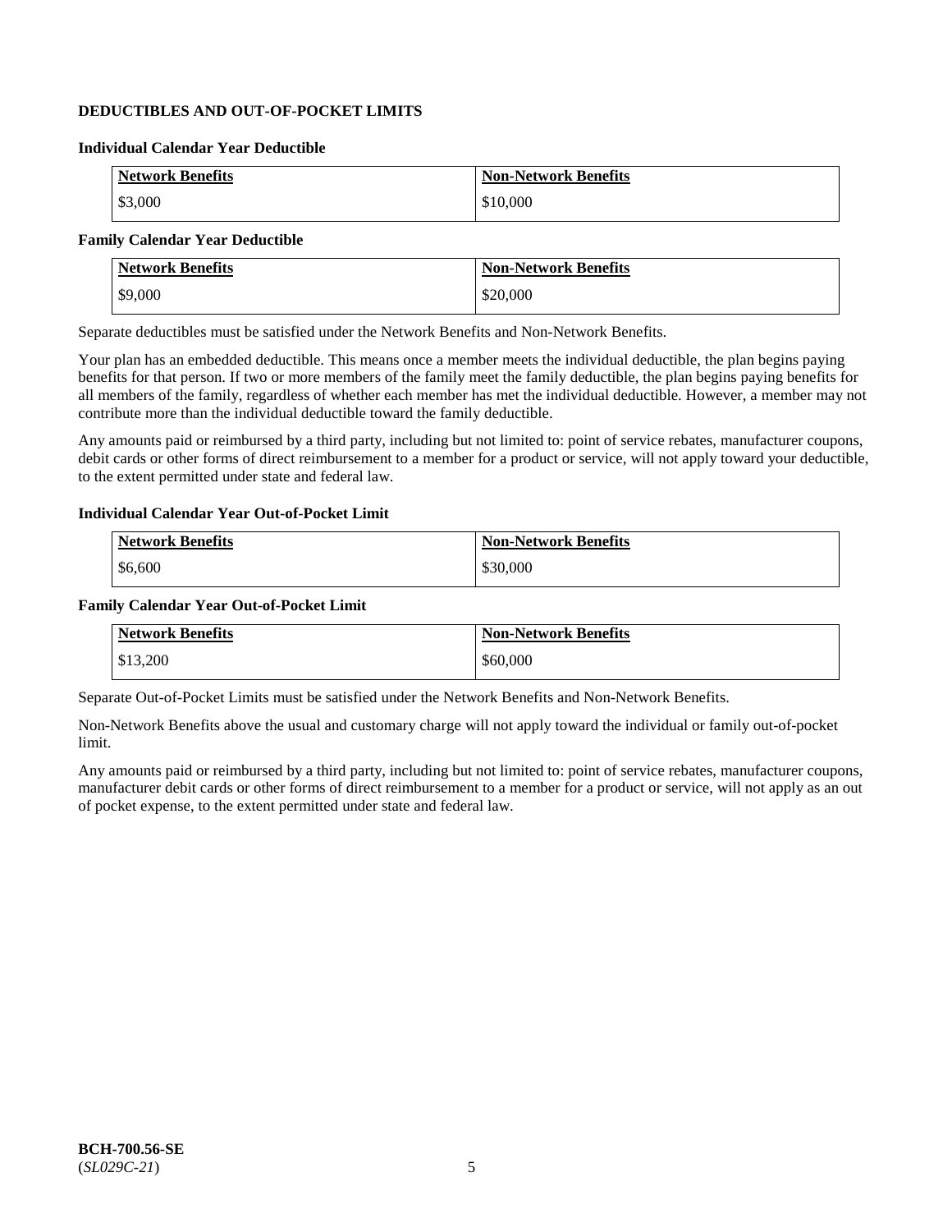## DEDUCTIBLES AND OUT-OF-POCKET LIMITS

### Individual Calendar Year Deductible

| Network Benefits | Non-Network Benefits |
|---|---|
| $3,000 | $10,000 |

### Family Calendar Year Deductible

| Network Benefits | Non-Network Benefits |
|---|---|
| $9,000 | $20,000 |

Separate deductibles must be satisfied under the Network Benefits and Non-Network Benefits.

Your plan has an embedded deductible. This means once a member meets the individual deductible, the plan begins paying benefits for that person. If two or more members of the family meet the family deductible, the plan begins paying benefits for all members of the family, regardless of whether each member has met the individual deductible. However, a member may not contribute more than the individual deductible toward the family deductible.

Any amounts paid or reimbursed by a third party, including but not limited to: point of service rebates, manufacturer coupons, debit cards or other forms of direct reimbursement to a member for a product or service, will not apply toward your deductible, to the extent permitted under state and federal law.

### Individual Calendar Year Out-of-Pocket Limit

| Network Benefits | Non-Network Benefits |
|---|---|
| $6,600 | $30,000 |

### Family Calendar Year Out-of-Pocket Limit

| Network Benefits | Non-Network Benefits |
|---|---|
| $13,200 | $60,000 |

Separate Out-of-Pocket Limits must be satisfied under the Network Benefits and Non-Network Benefits.

Non-Network Benefits above the usual and customary charge will not apply toward the individual or family out-of-pocket limit.

Any amounts paid or reimbursed by a third party, including but not limited to: point of service rebates, manufacturer coupons, manufacturer debit cards or other forms of direct reimbursement to a member for a product or service, will not apply as an out of pocket expense, to the extent permitted under state and federal law.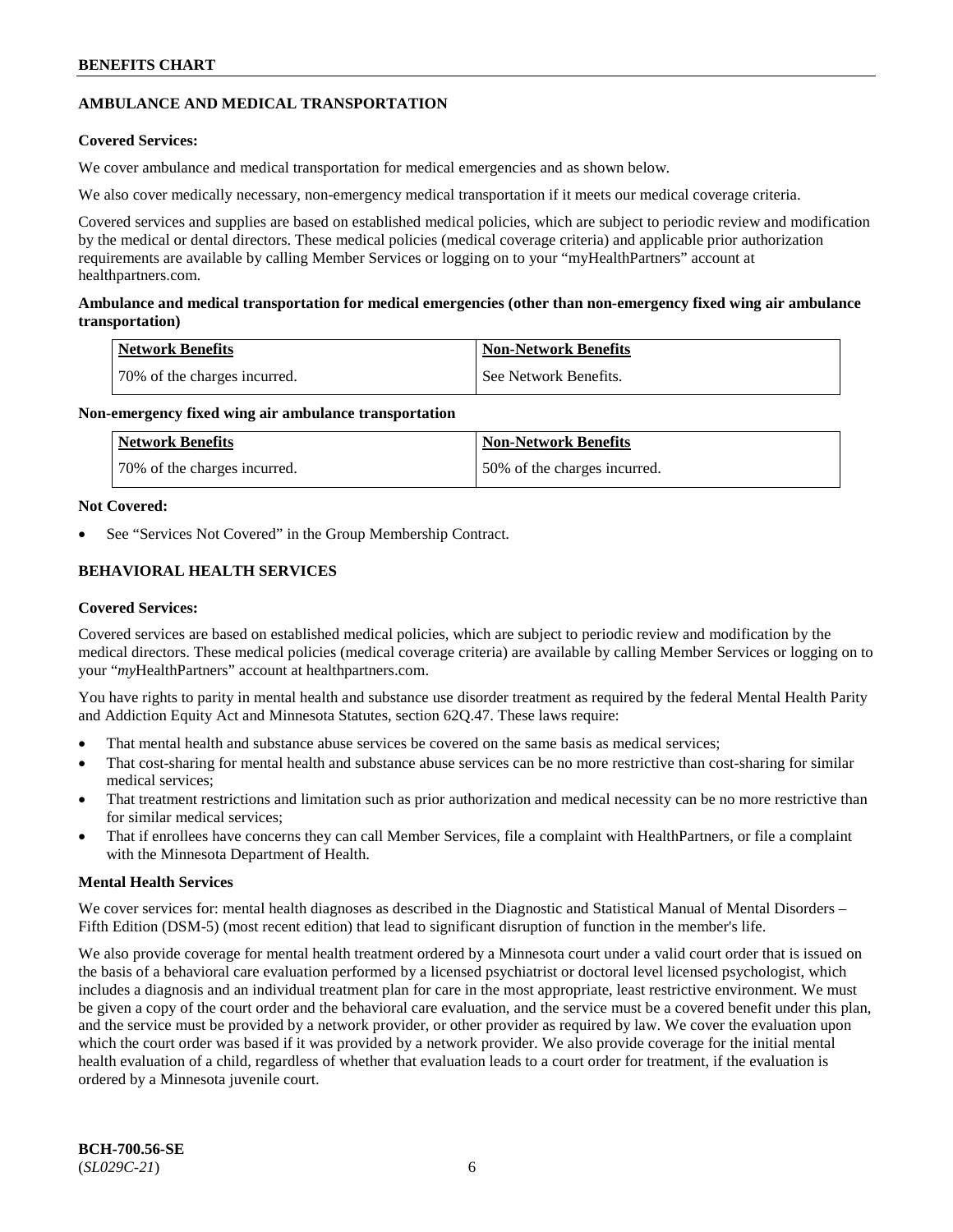## AMBULANCE AND MEDICAL TRANSPORTATION

**Covered Services:**

We cover ambulance and medical transportation for medical emergencies and as shown below.

We also cover medically necessary, non-emergency medical transportation if it meets our medical coverage criteria.

Covered services and supplies are based on established medical policies, which are subject to periodic review and modification by the medical or dental directors. These medical policies (medical coverage criteria) and applicable prior authorization requirements are available by calling Member Services or logging on to your "myHealthPartners" account at healthpartners.com.

**Ambulance and medical transportation for medical emergencies (other than non-emergency fixed wing air ambulance transportation)**

| Network Benefits | Non-Network Benefits |
| --- | --- |
| 70% of the charges incurred. | See Network Benefits. |

**Non-emergency fixed wing air ambulance transportation**

| Network Benefits | Non-Network Benefits |
| --- | --- |
| 70% of the charges incurred. | 50% of the charges incurred. |

**Not Covered:**

- See "Services Not Covered" in the Group Membership Contract.

## BEHAVIORAL HEALTH SERVICES

**Covered Services:**

Covered services are based on established medical policies, which are subject to periodic review and modification by the medical directors. These medical policies (medical coverage criteria) are available by calling Member Services or logging on to your "*my*HealthPartners" account at healthpartners.com.

You have rights to parity in mental health and substance use disorder treatment as required by the federal Mental Health Parity and Addiction Equity Act and Minnesota Statutes, section 62Q.47. These laws require:

- That mental health and substance abuse services be covered on the same basis as medical services;
- That cost-sharing for mental health and substance abuse services can be no more restrictive than cost-sharing for similar medical services;
- That treatment restrictions and limitation such as prior authorization and medical necessity can be no more restrictive than for similar medical services;
- That if enrollees have concerns they can call Member Services, file a complaint with HealthPartners, or file a complaint with the Minnesota Department of Health.

**Mental Health Services**

We cover services for: mental health diagnoses as described in the Diagnostic and Statistical Manual of Mental Disorders – Fifth Edition (DSM-5) (most recent edition) that lead to significant disruption of function in the member's life.

We also provide coverage for mental health treatment ordered by a Minnesota court under a valid court order that is issued on the basis of a behavioral care evaluation performed by a licensed psychiatrist or doctoral level licensed psychologist, which includes a diagnosis and an individual treatment plan for care in the most appropriate, least restrictive environment. We must be given a copy of the court order and the behavioral care evaluation, and the service must be a covered benefit under this plan, and the service must be provided by a network provider, or other provider as required by law. We cover the evaluation upon which the court order was based if it was provided by a network provider. We also provide coverage for the initial mental health evaluation of a child, regardless of whether that evaluation leads to a court order for treatment, if the evaluation is ordered by a Minnesota juvenile court.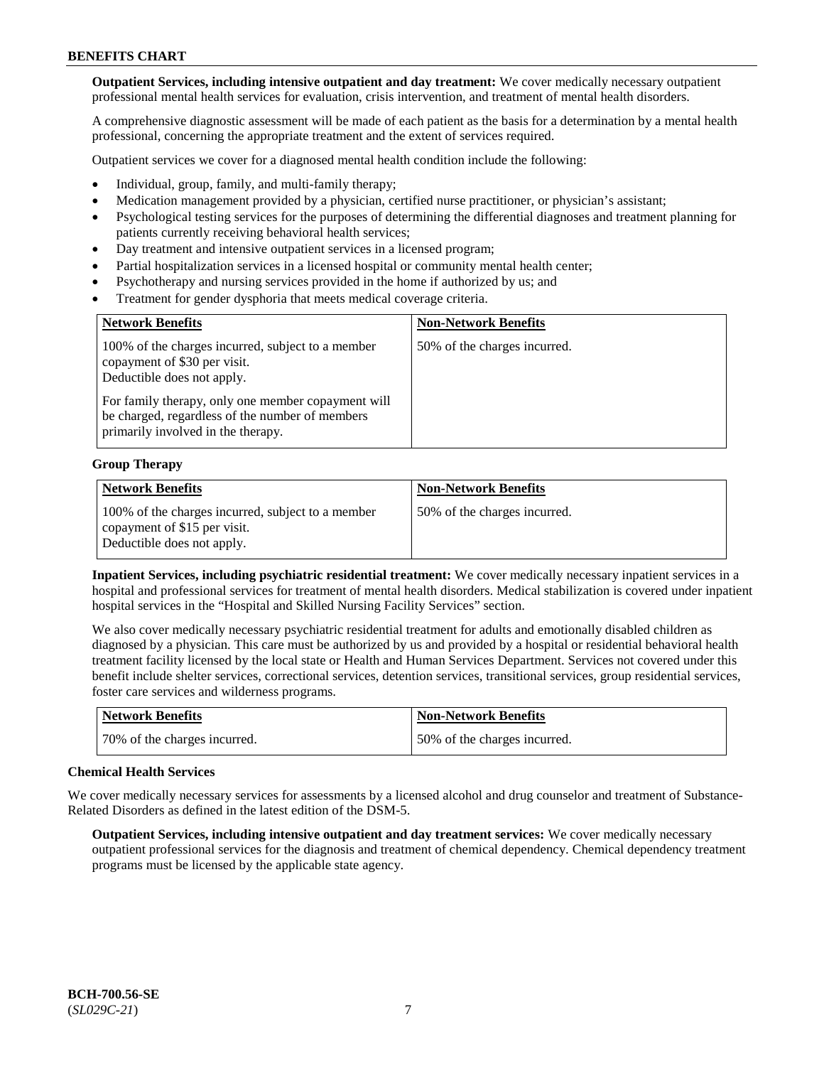**Outpatient Services, including intensive outpatient and day treatment:** We cover medically necessary outpatient professional mental health services for evaluation, crisis intervention, and treatment of mental health disorders.

A comprehensive diagnostic assessment will be made of each patient as the basis for a determination by a mental health professional, concerning the appropriate treatment and the extent of services required.

Outpatient services we cover for a diagnosed mental health condition include the following:

- Individual, group, family, and multi-family therapy;
- Medication management provided by a physician, certified nurse practitioner, or physician's assistant;
- Psychological testing services for the purposes of determining the differential diagnoses and treatment planning for patients currently receiving behavioral health services;
- Day treatment and intensive outpatient services in a licensed program;
- Partial hospitalization services in a licensed hospital or community mental health center;
- Psychotherapy and nursing services provided in the home if authorized by us; and
- Treatment for gender dysphoria that meets medical coverage criteria.

| Network Benefits | Non-Network Benefits |
|---|---|
| 100% of the charges incurred, subject to a member copayment of $30 per visit. Deductible does not apply.<br><br>For family therapy, only one member copayment will be charged, regardless of the number of members primarily involved in the therapy. | 50% of the charges incurred. |

**Group Therapy**

| Network Benefits | Non-Network Benefits |
|---|---|
| 100% of the charges incurred, subject to a member copayment of $15 per visit. Deductible does not apply. | 50% of the charges incurred. |

**Inpatient Services, including psychiatric residential treatment:** We cover medically necessary inpatient services in a hospital and professional services for treatment of mental health disorders. Medical stabilization is covered under inpatient hospital services in the "Hospital and Skilled Nursing Facility Services" section.

We also cover medically necessary psychiatric residential treatment for adults and emotionally disabled children as diagnosed by a physician. This care must be authorized by us and provided by a hospital or residential behavioral health treatment facility licensed by the local state or Health and Human Services Department. Services not covered under this benefit include shelter services, correctional services, detention services, transitional services, group residential services, foster care services and wilderness programs.

| Network Benefits | Non-Network Benefits |
|---|---|
| 70% of the charges incurred. | 50% of the charges incurred. |

**Chemical Health Services**

We cover medically necessary services for assessments by a licensed alcohol and drug counselor and treatment of Substance-Related Disorders as defined in the latest edition of the DSM-5.

**Outpatient Services, including intensive outpatient and day treatment services:** We cover medically necessary outpatient professional services for the diagnosis and treatment of chemical dependency. Chemical dependency treatment programs must be licensed by the applicable state agency.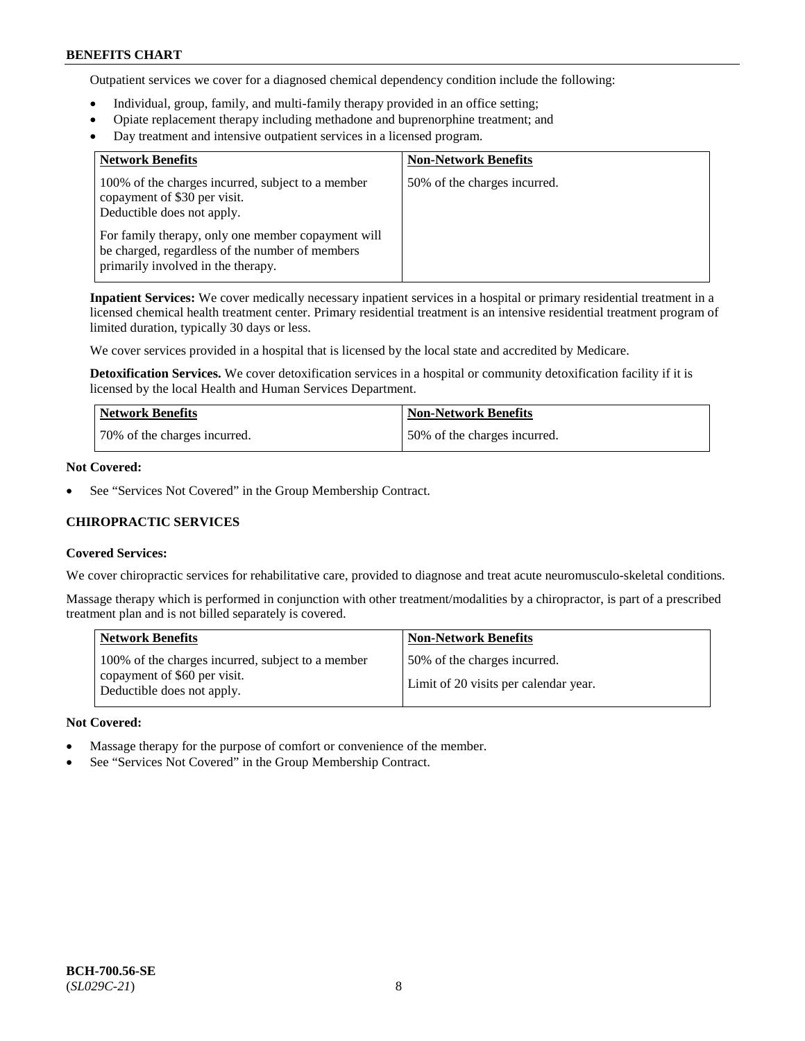Outpatient services we cover for a diagnosed chemical dependency condition include the following:

- Individual, group, family, and multi-family therapy provided in an office setting;
- Opiate replacement therapy including methadone and buprenorphine treatment; and
- Day treatment and intensive outpatient services in a licensed program.

| Network Benefits | Non-Network Benefits |
| --- | --- |
| 100% of the charges incurred, subject to a member copayment of $30 per visit. Deductible does not apply. For family therapy, only one member copayment will be charged, regardless of the number of members primarily involved in the therapy. | 50% of the charges incurred. |

**Inpatient Services:** We cover medically necessary inpatient services in a hospital or primary residential treatment in a licensed chemical health treatment center. Primary residential treatment is an intensive residential treatment program of limited duration, typically 30 days or less.

We cover services provided in a hospital that is licensed by the local state and accredited by Medicare.

**Detoxification Services.** We cover detoxification services in a hospital or community detoxification facility if it is licensed by the local Health and Human Services Department.

| Network Benefits | Non-Network Benefits |
| --- | --- |
| 70% of the charges incurred. | 50% of the charges incurred. |

**Not Covered:**

- See "Services Not Covered" in the Group Membership Contract.

## CHIROPRACTIC SERVICES

**Covered Services:**

We cover chiropractic services for rehabilitative care, provided to diagnose and treat acute neuromusculo-skeletal conditions.

Massage therapy which is performed in conjunction with other treatment/modalities by a chiropractor, is part of a prescribed treatment plan and is not billed separately is covered.

| Network Benefits | Non-Network Benefits |
| --- | --- |
| 100% of the charges incurred, subject to a member copayment of $60 per visit. Deductible does not apply. | 50% of the charges incurred. Limit of 20 visits per calendar year. |

**Not Covered:**

- Massage therapy for the purpose of comfort or convenience of the member.
- See "Services Not Covered" in the Group Membership Contract.

BCH-700.56-SE
(*SL029C-21*)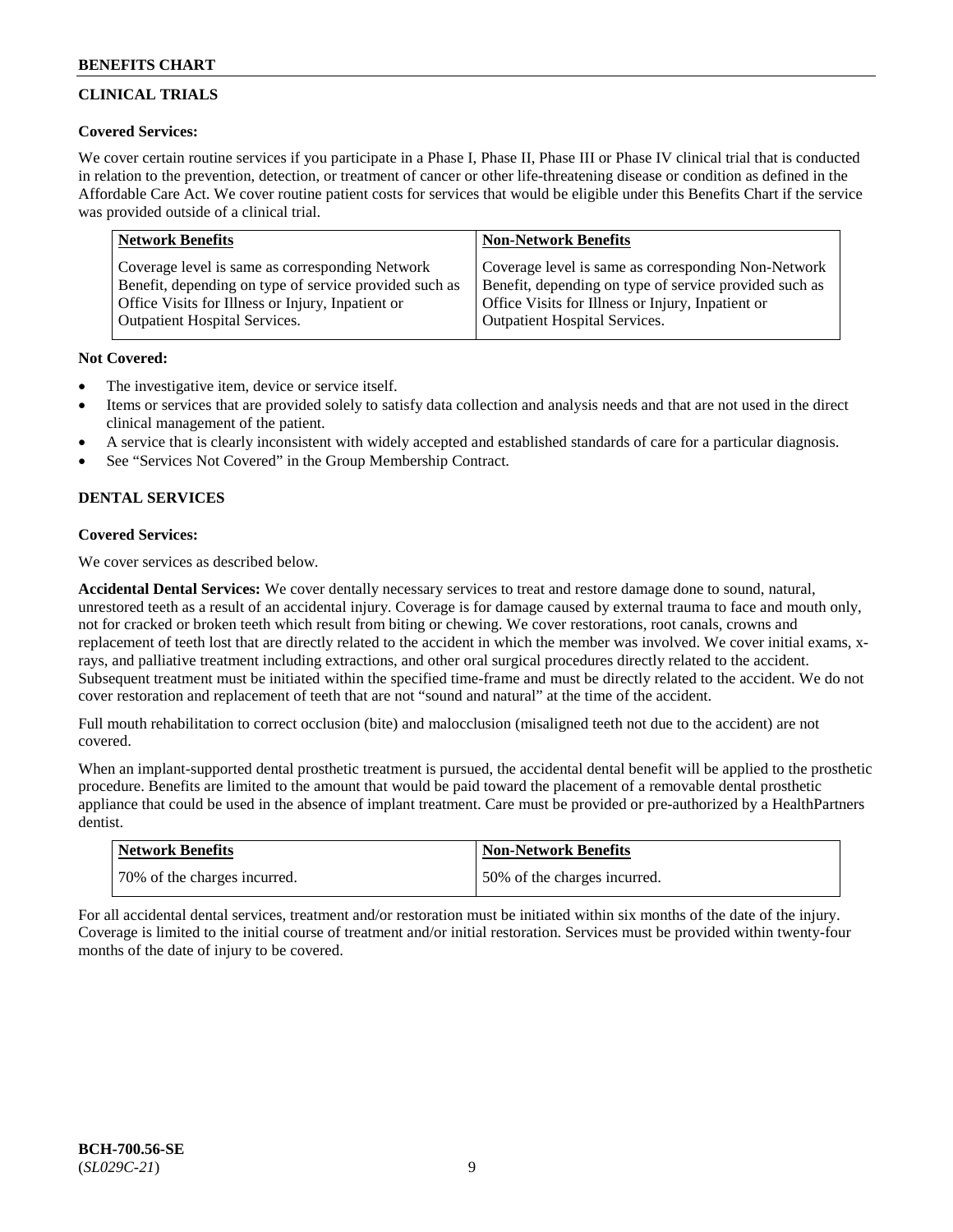## CLINICAL TRIALS

**Covered Services:**

We cover certain routine services if you participate in a Phase I, Phase II, Phase III or Phase IV clinical trial that is conducted in relation to the prevention, detection, or treatment of cancer or other life-threatening disease or condition as defined in the Affordable Care Act. We cover routine patient costs for services that would be eligible under this Benefits Chart if the service was provided outside of a clinical trial.

| Network Benefits | Non-Network Benefits |
| --- | --- |
| Coverage level is same as corresponding Network Benefit, depending on type of service provided such as Office Visits for Illness or Injury, Inpatient or Outpatient Hospital Services. | Coverage level is same as corresponding Non-Network Benefit, depending on type of service provided such as Office Visits for Illness or Injury, Inpatient or Outpatient Hospital Services. |

**Not Covered:**

- The investigative item, device or service itself.
- Items or services that are provided solely to satisfy data collection and analysis needs and that are not used in the direct clinical management of the patient.
- A service that is clearly inconsistent with widely accepted and established standards of care for a particular diagnosis.
- See "Services Not Covered" in the Group Membership Contract.

## DENTAL SERVICES

**Covered Services:**

We cover services as described below.

**Accidental Dental Services:** We cover dentally necessary services to treat and restore damage done to sound, natural, unrestored teeth as a result of an accidental injury. Coverage is for damage caused by external trauma to face and mouth only, not for cracked or broken teeth which result from biting or chewing. We cover restorations, root canals, crowns and replacement of teeth lost that are directly related to the accident in which the member was involved. We cover initial exams, x-rays, and palliative treatment including extractions, and other oral surgical procedures directly related to the accident. Subsequent treatment must be initiated within the specified time-frame and must be directly related to the accident. We do not cover restoration and replacement of teeth that are not "sound and natural" at the time of the accident.

Full mouth rehabilitation to correct occlusion (bite) and malocclusion (misaligned teeth not due to the accident) are not covered.

When an implant-supported dental prosthetic treatment is pursued, the accidental dental benefit will be applied to the prosthetic procedure. Benefits are limited to the amount that would be paid toward the placement of a removable dental prosthetic appliance that could be used in the absence of implant treatment. Care must be provided or pre-authorized by a HealthPartners dentist.

| Network Benefits | Non-Network Benefits |
| --- | --- |
| 70% of the charges incurred. | 50% of the charges incurred. |

For all accidental dental services, treatment and/or restoration must be initiated within six months of the date of the injury. Coverage is limited to the initial course of treatment and/or initial restoration. Services must be provided within twenty-four months of the date of injury to be covered.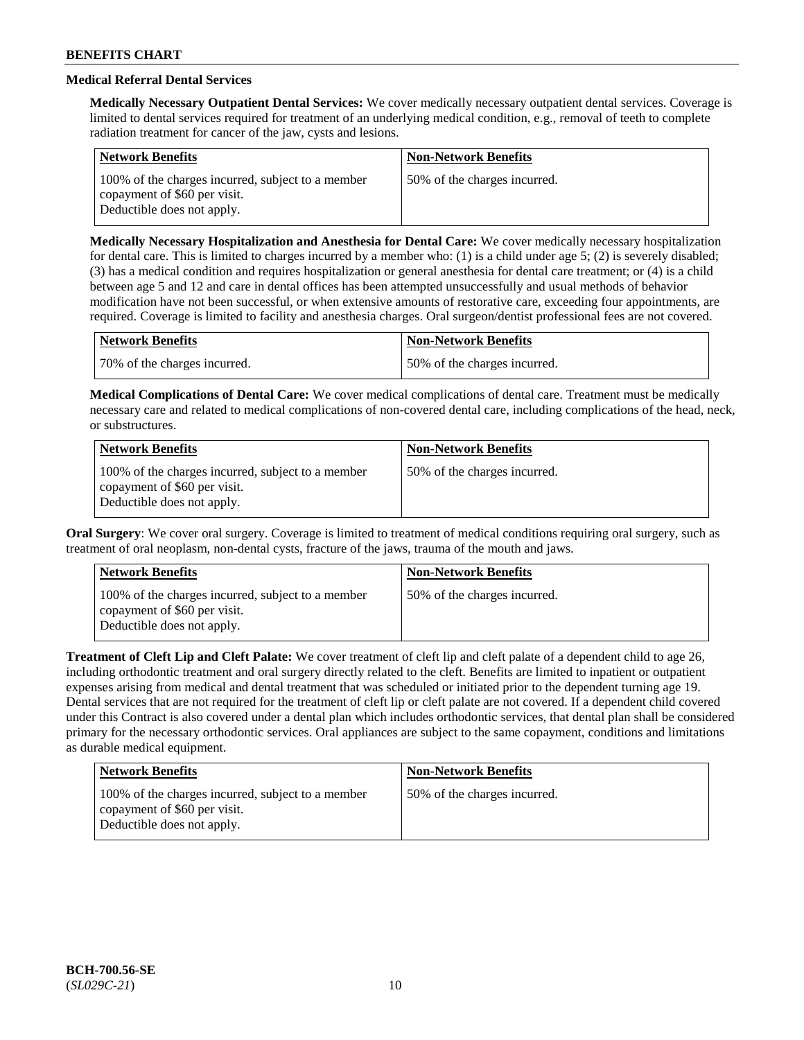## Medical Referral Dental Services

**Medically Necessary Outpatient Dental Services:** We cover medically necessary outpatient dental services. Coverage is limited to dental services required for treatment of an underlying medical condition, e.g., removal of teeth to complete radiation treatment for cancer of the jaw, cysts and lesions.

| Network Benefits | Non-Network Benefits |
| --- | --- |
| 100% of the charges incurred, subject to a member copayment of $60 per visit. Deductible does not apply. | 50% of the charges incurred. |

**Medically Necessary Hospitalization and Anesthesia for Dental Care:** We cover medically necessary hospitalization for dental care. This is limited to charges incurred by a member who: (1) is a child under age 5; (2) is severely disabled; (3) has a medical condition and requires hospitalization or general anesthesia for dental care treatment; or (4) is a child between age 5 and 12 and care in dental offices has been attempted unsuccessfully and usual methods of behavior modification have not been successful, or when extensive amounts of restorative care, exceeding four appointments, are required. Coverage is limited to facility and anesthesia charges. Oral surgeon/dentist professional fees are not covered.

| Network Benefits | Non-Network Benefits |
| --- | --- |
| 70% of the charges incurred. | 50% of the charges incurred. |

**Medical Complications of Dental Care:** We cover medical complications of dental care. Treatment must be medically necessary care and related to medical complications of non-covered dental care, including complications of the head, neck, or substructures.

| Network Benefits | Non-Network Benefits |
| --- | --- |
| 100% of the charges incurred, subject to a member copayment of $60 per visit. Deductible does not apply. | 50% of the charges incurred. |

**Oral Surgery**: We cover oral surgery. Coverage is limited to treatment of medical conditions requiring oral surgery, such as treatment of oral neoplasm, non-dental cysts, fracture of the jaws, trauma of the mouth and jaws.

| Network Benefits | Non-Network Benefits |
| --- | --- |
| 100% of the charges incurred, subject to a member copayment of $60 per visit. Deductible does not apply. | 50% of the charges incurred. |

**Treatment of Cleft Lip and Cleft Palate:** We cover treatment of cleft lip and cleft palate of a dependent child to age 26, including orthodontic treatment and oral surgery directly related to the cleft. Benefits are limited to inpatient or outpatient expenses arising from medical and dental treatment that was scheduled or initiated prior to the dependent turning age 19. Dental services that are not required for the treatment of cleft lip or cleft palate are not covered. If a dependent child covered under this Contract is also covered under a dental plan which includes orthodontic services, that dental plan shall be considered primary for the necessary orthodontic services. Oral appliances are subject to the same copayment, conditions and limitations as durable medical equipment.

| Network Benefits | Non-Network Benefits |
| --- | --- |
| 100% of the charges incurred, subject to a member copayment of $60 per visit. Deductible does not apply. | 50% of the charges incurred. |

BCH-700.56-SE
(*SL029C-21*)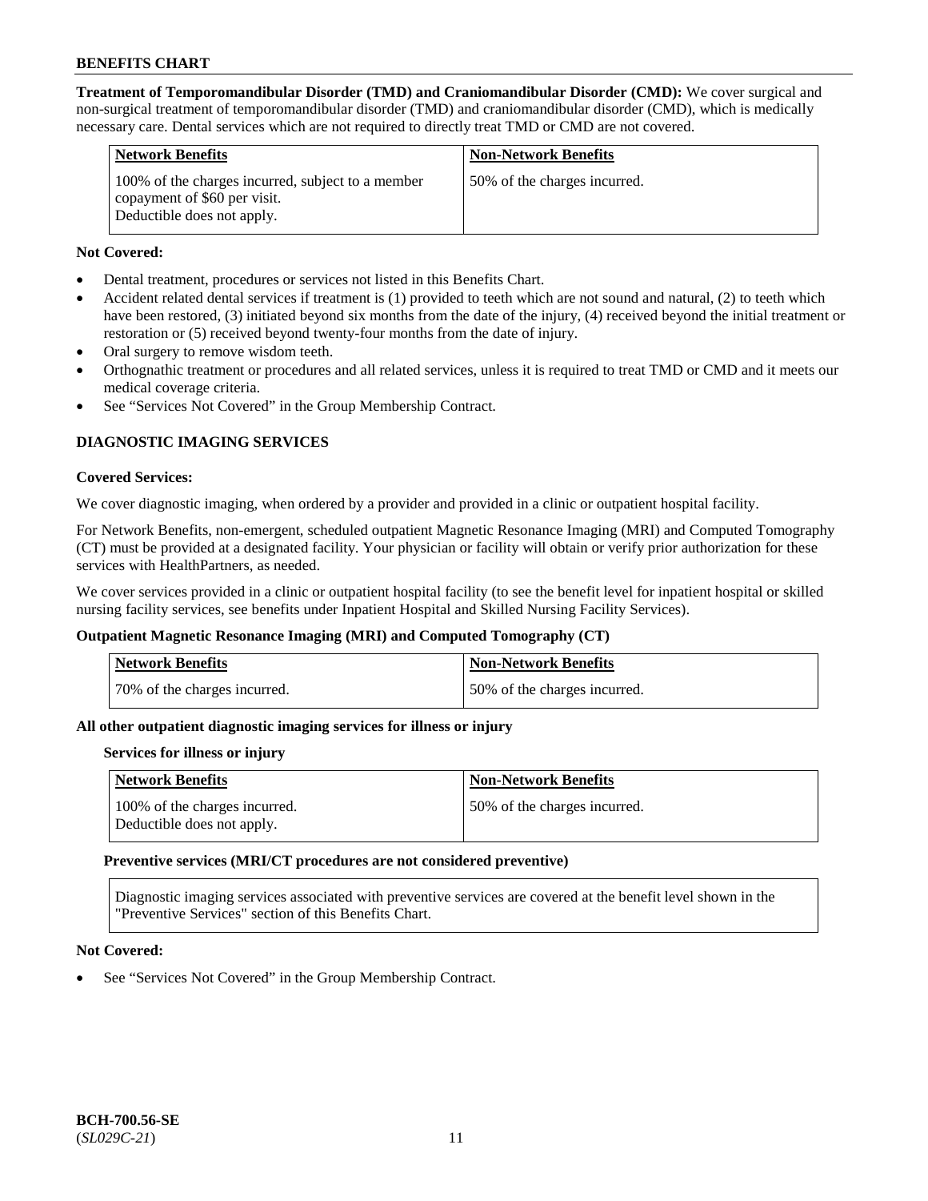**Treatment of Temporomandibular Disorder (TMD) and Craniomandibular Disorder (CMD):** We cover surgical and non-surgical treatment of temporomandibular disorder (TMD) and craniomandibular disorder (CMD), which is medically necessary care. Dental services which are not required to directly treat TMD or CMD are not covered.

| Network Benefits | Non-Network Benefits |
|---|---|
| 100% of the charges incurred, subject to a member copayment of $60 per visit. Deductible does not apply. | 50% of the charges incurred. |

**Not Covered:**

- Dental treatment, procedures or services not listed in this Benefits Chart.
- Accident related dental services if treatment is (1) provided to teeth which are not sound and natural, (2) to teeth which have been restored, (3) initiated beyond six months from the date of the injury, (4) received beyond the initial treatment or restoration or (5) received beyond twenty-four months from the date of injury.
- Oral surgery to remove wisdom teeth.
- Orthognathic treatment or procedures and all related services, unless it is required to treat TMD or CMD and it meets our medical coverage criteria.
- See "Services Not Covered" in the Group Membership Contract.

## DIAGNOSTIC IMAGING SERVICES

**Covered Services:**

We cover diagnostic imaging, when ordered by a provider and provided in a clinic or outpatient hospital facility.

For Network Benefits, non-emergent, scheduled outpatient Magnetic Resonance Imaging (MRI) and Computed Tomography (CT) must be provided at a designated facility. Your physician or facility will obtain or verify prior authorization for these services with HealthPartners, as needed.

We cover services provided in a clinic or outpatient hospital facility (to see the benefit level for inpatient hospital or skilled nursing facility services, see benefits under Inpatient Hospital and Skilled Nursing Facility Services).

**Outpatient Magnetic Resonance Imaging (MRI) and Computed Tomography (CT)**

| Network Benefits | Non-Network Benefits |
|---|---|
| 70% of the charges incurred. | 50% of the charges incurred. |

**All other outpatient diagnostic imaging services for illness or injury**

**Services for illness or injury**

| Network Benefits | Non-Network Benefits |
|---|---|
| 100% of the charges incurred. Deductible does not apply. | 50% of the charges incurred. |

**Preventive services (MRI/CT procedures are not considered preventive)**

Diagnostic imaging services associated with preventive services are covered at the benefit level shown in the "Preventive Services" section of this Benefits Chart.

**Not Covered:**

- See "Services Not Covered" in the Group Membership Contract.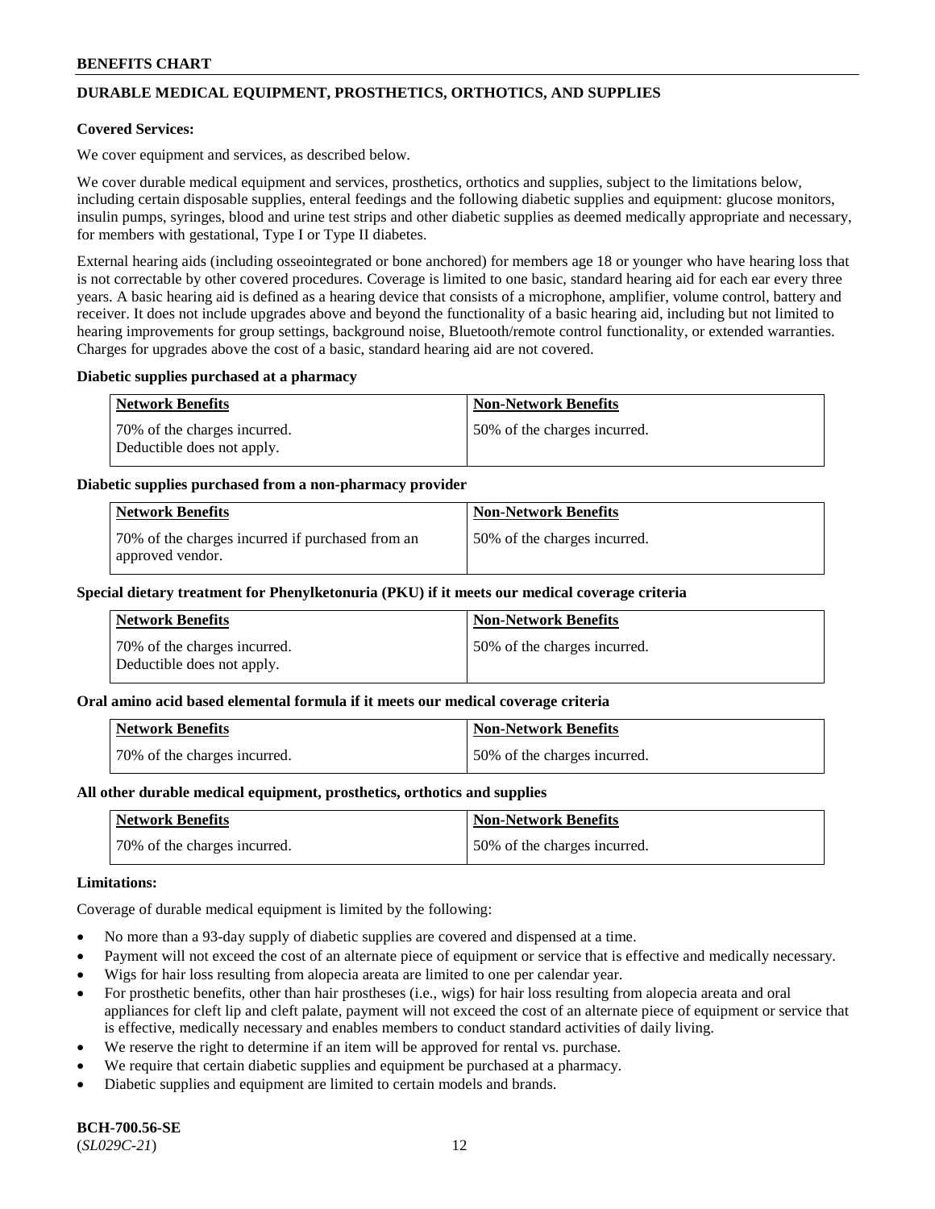## DURABLE MEDICAL EQUIPMENT, PROSTHETICS, ORTHOTICS, AND SUPPLIES

**Covered Services:**

We cover equipment and services, as described below.

We cover durable medical equipment and services, prosthetics, orthotics and supplies, subject to the limitations below, including certain disposable supplies, enteral feedings and the following diabetic supplies and equipment: glucose monitors, insulin pumps, syringes, blood and urine test strips and other diabetic supplies as deemed medically appropriate and necessary, for members with gestational, Type I or Type II diabetes.

External hearing aids (including osseointegrated or bone anchored) for members age 18 or younger who have hearing loss that is not correctable by other covered procedures. Coverage is limited to one basic, standard hearing aid for each ear every three years. A basic hearing aid is defined as a hearing device that consists of a microphone, amplifier, volume control, battery and receiver. It does not include upgrades above and beyond the functionality of a basic hearing aid, including but not limited to hearing improvements for group settings, background noise, Bluetooth/remote control functionality, or extended warranties. Charges for upgrades above the cost of a basic, standard hearing aid are not covered.

**Diabetic supplies purchased at a pharmacy**

| Network Benefits | Non-Network Benefits |
|---|---|
| 70% of the charges incurred. Deductible does not apply. | 50% of the charges incurred. |

**Diabetic supplies purchased from a non-pharmacy provider**

| Network Benefits | Non-Network Benefits |
|---|---|
| 70% of the charges incurred if purchased from an approved vendor. | 50% of the charges incurred. |

**Special dietary treatment for Phenylketonuria (PKU) if it meets our medical coverage criteria**

| Network Benefits | Non-Network Benefits |
|---|---|
| 70% of the charges incurred. Deductible does not apply. | 50% of the charges incurred. |

**Oral amino acid based elemental formula if it meets our medical coverage criteria**

| Network Benefits | Non-Network Benefits |
|---|---|
| 70% of the charges incurred. | 50% of the charges incurred. |

**All other durable medical equipment, prosthetics, orthotics and supplies**

| Network Benefits | Non-Network Benefits |
|---|---|
| 70% of the charges incurred. | 50% of the charges incurred. |

**Limitations:**

Coverage of durable medical equipment is limited by the following:

- No more than a 93-day supply of diabetic supplies are covered and dispensed at a time.
- Payment will not exceed the cost of an alternate piece of equipment or service that is effective and medically necessary.
- Wigs for hair loss resulting from alopecia areata are limited to one per calendar year.
- For prosthetic benefits, other than hair prostheses (i.e., wigs) for hair loss resulting from alopecia areata and oral appliances for cleft lip and cleft palate, payment will not exceed the cost of an alternate piece of equipment or service that is effective, medically necessary and enables members to conduct standard activities of daily living.
- We reserve the right to determine if an item will be approved for rental vs. purchase.
- We require that certain diabetic supplies and equipment be purchased at a pharmacy.
- Diabetic supplies and equipment are limited to certain models and brands.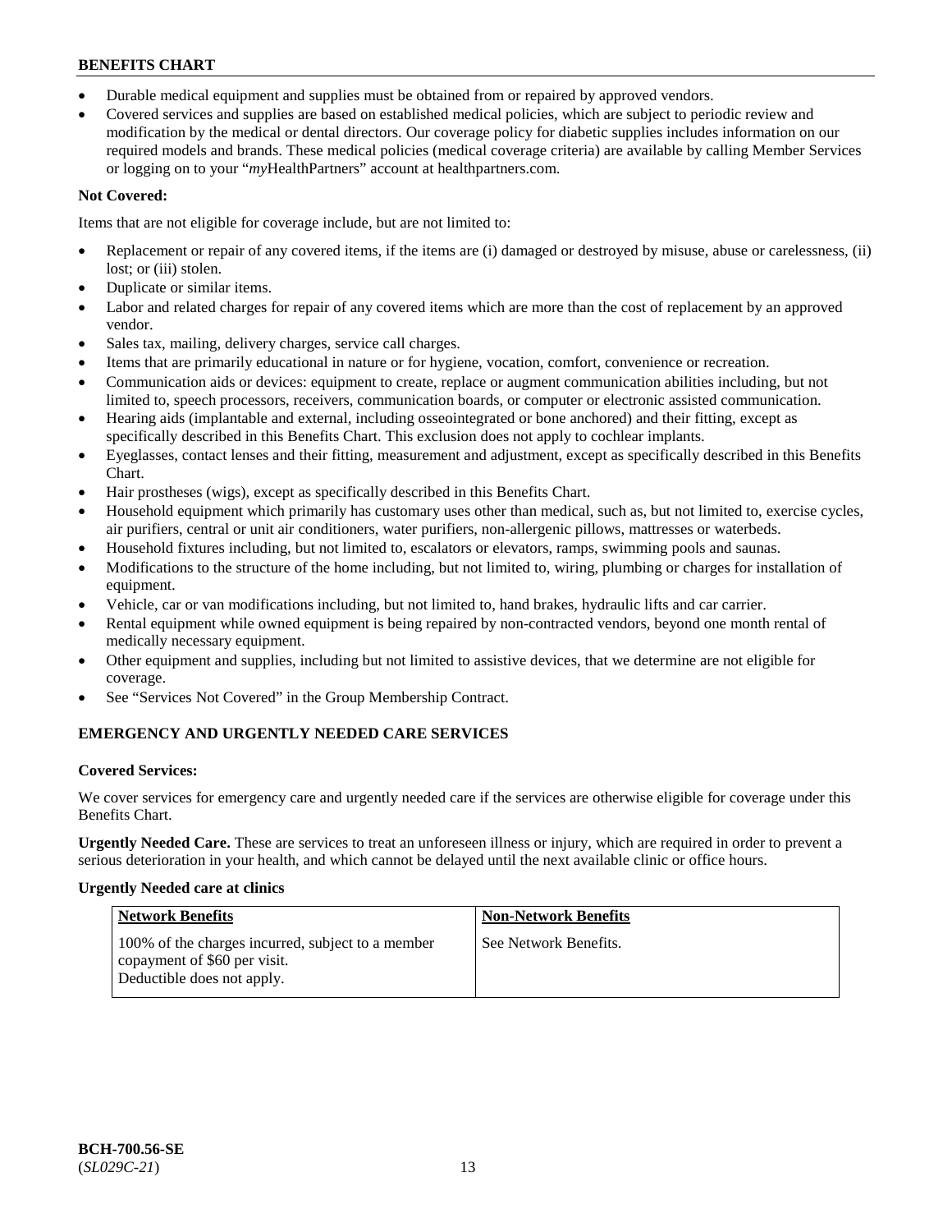- Durable medical equipment and supplies must be obtained from or repaired by approved vendors.
- Covered services and supplies are based on established medical policies, which are subject to periodic review and modification by the medical or dental directors. Our coverage policy for diabetic supplies includes information on our required models and brands. These medical policies (medical coverage criteria) are available by calling Member Services or logging on to your "*my*HealthPartners" account at healthpartners.com.

**Not Covered:**

Items that are not eligible for coverage include, but are not limited to:

- Replacement or repair of any covered items, if the items are (i) damaged or destroyed by misuse, abuse or carelessness, (ii) lost; or (iii) stolen.
- Duplicate or similar items.
- Labor and related charges for repair of any covered items which are more than the cost of replacement by an approved vendor.
- Sales tax, mailing, delivery charges, service call charges.
- Items that are primarily educational in nature or for hygiene, vocation, comfort, convenience or recreation.
- Communication aids or devices: equipment to create, replace or augment communication abilities including, but not limited to, speech processors, receivers, communication boards, or computer or electronic assisted communication.
- Hearing aids (implantable and external, including osseointegrated or bone anchored) and their fitting, except as specifically described in this Benefits Chart. This exclusion does not apply to cochlear implants.
- Eyeglasses, contact lenses and their fitting, measurement and adjustment, except as specifically described in this Benefits Chart.
- Hair prostheses (wigs), except as specifically described in this Benefits Chart.
- Household equipment which primarily has customary uses other than medical, such as, but not limited to, exercise cycles, air purifiers, central or unit air conditioners, water purifiers, non-allergenic pillows, mattresses or waterbeds.
- Household fixtures including, but not limited to, escalators or elevators, ramps, swimming pools and saunas.
- Modifications to the structure of the home including, but not limited to, wiring, plumbing or charges for installation of equipment.
- Vehicle, car or van modifications including, but not limited to, hand brakes, hydraulic lifts and car carrier.
- Rental equipment while owned equipment is being repaired by non-contracted vendors, beyond one month rental of medically necessary equipment.
- Other equipment and supplies, including but not limited to assistive devices, that we determine are not eligible for coverage.
- See "Services Not Covered" in the Group Membership Contract.

## EMERGENCY AND URGENTLY NEEDED CARE SERVICES

**Covered Services:**

We cover services for emergency care and urgently needed care if the services are otherwise eligible for coverage under this Benefits Chart.

**Urgently Needed Care.** These are services to treat an unforeseen illness or injury, which are required in order to prevent a serious deterioration in your health, and which cannot be delayed until the next available clinic or office hours.

**Urgently Needed care at clinics**

| Network Benefits | Non-Network Benefits |
| --- | --- |
| 100% of the charges incurred, subject to a member copayment of $60 per visit. Deductible does not apply. | See Network Benefits. |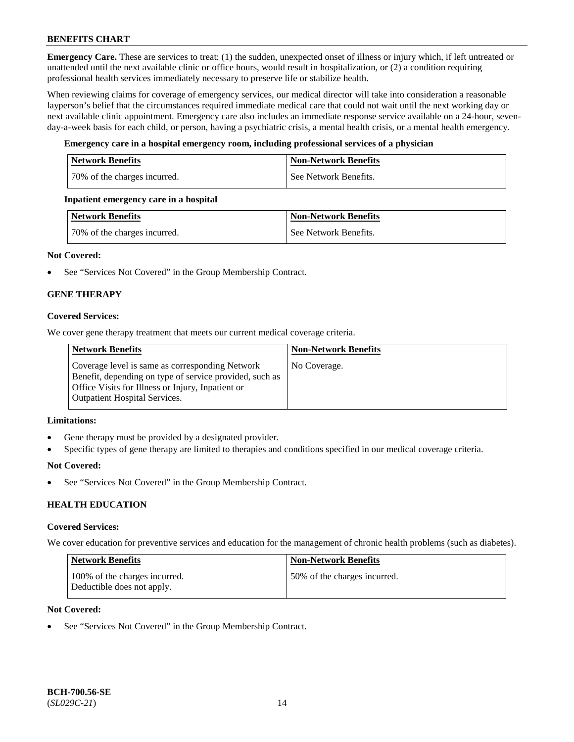**Emergency Care.** These are services to treat: (1) the sudden, unexpected onset of illness or injury which, if left untreated or unattended until the next available clinic or office hours, would result in hospitalization, or (2) a condition requiring professional health services immediately necessary to preserve life or stabilize health.

When reviewing claims for coverage of emergency services, our medical director will take into consideration a reasonable layperson's belief that the circumstances required immediate medical care that could not wait until the next working day or next available clinic appointment. Emergency care also includes an immediate response service available on a 24-hour, seven-day-a-week basis for each child, or person, having a psychiatric crisis, a mental health crisis, or a mental health emergency.

**Emergency care in a hospital emergency room, including professional services of a physician**

| Network Benefits | Non-Network Benefits |
|---|---|
| 70% of the charges incurred. | See Network Benefits. |

**Inpatient emergency care in a hospital**

| Network Benefits | Non-Network Benefits |
|---|---|
| 70% of the charges incurred. | See Network Benefits. |

**Not Covered:**

- See "Services Not Covered" in the Group Membership Contract.

## GENE THERAPY

**Covered Services:**

We cover gene therapy treatment that meets our current medical coverage criteria.

| Network Benefits | Non-Network Benefits |
|---|---|
| Coverage level is same as corresponding Network Benefit, depending on type of service provided, such as Office Visits for Illness or Injury, Inpatient or Outpatient Hospital Services. | No Coverage. |

**Limitations:**

- Gene therapy must be provided by a designated provider.
- Specific types of gene therapy are limited to therapies and conditions specified in our medical coverage criteria.

**Not Covered:**

- See "Services Not Covered" in the Group Membership Contract.

## HEALTH EDUCATION

**Covered Services:**

We cover education for preventive services and education for the management of chronic health problems (such as diabetes).

| Network Benefits | Non-Network Benefits |
|---|---|
| 100% of the charges incurred. Deductible does not apply. | 50% of the charges incurred. |

**Not Covered:**

- See "Services Not Covered" in the Group Membership Contract.

**BCH-700.56-SE**
(*SL029C-21*)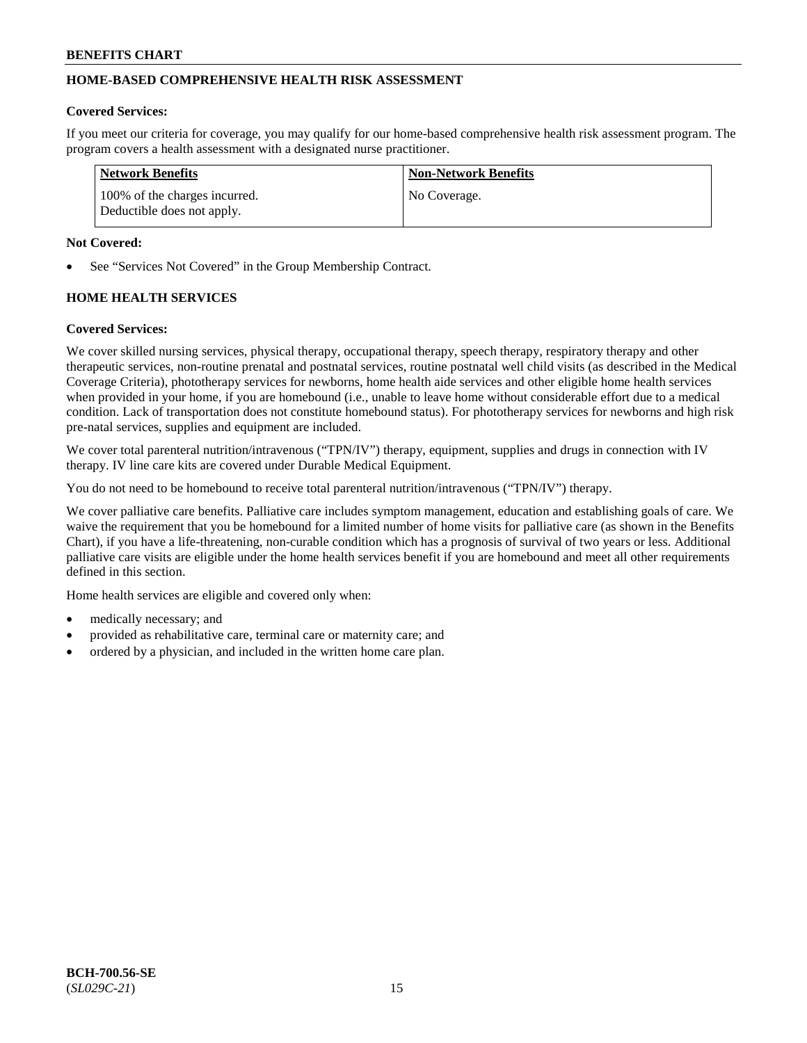## HOME-BASED COMPREHENSIVE HEALTH RISK ASSESSMENT

**Covered Services:**

If you meet our criteria for coverage, you may qualify for our home-based comprehensive health risk assessment program. The program covers a health assessment with a designated nurse practitioner.

| Network Benefits | Non-Network Benefits |
|---|---|
| 100% of the charges incurred. Deductible does not apply. | No Coverage. |

**Not Covered:**

- See "Services Not Covered" in the Group Membership Contract.

## HOME HEALTH SERVICES

**Covered Services:**

We cover skilled nursing services, physical therapy, occupational therapy, speech therapy, respiratory therapy and other therapeutic services, non-routine prenatal and postnatal services, routine postnatal well child visits (as described in the Medical Coverage Criteria), phototherapy services for newborns, home health aide services and other eligible home health services when provided in your home, if you are homebound (i.e., unable to leave home without considerable effort due to a medical condition. Lack of transportation does not constitute homebound status). For phototherapy services for newborns and high risk pre-natal services, supplies and equipment are included.

We cover total parenteral nutrition/intravenous ("TPN/IV") therapy, equipment, supplies and drugs in connection with IV therapy. IV line care kits are covered under Durable Medical Equipment.

You do not need to be homebound to receive total parenteral nutrition/intravenous ("TPN/IV") therapy.

We cover palliative care benefits. Palliative care includes symptom management, education and establishing goals of care. We waive the requirement that you be homebound for a limited number of home visits for palliative care (as shown in the Benefits Chart), if you have a life-threatening, non-curable condition which has a prognosis of survival of two years or less. Additional palliative care visits are eligible under the home health services benefit if you are homebound and meet all other requirements defined in this section.

Home health services are eligible and covered only when:

- medically necessary; and
- provided as rehabilitative care, terminal care or maternity care; and
- ordered by a physician, and included in the written home care plan.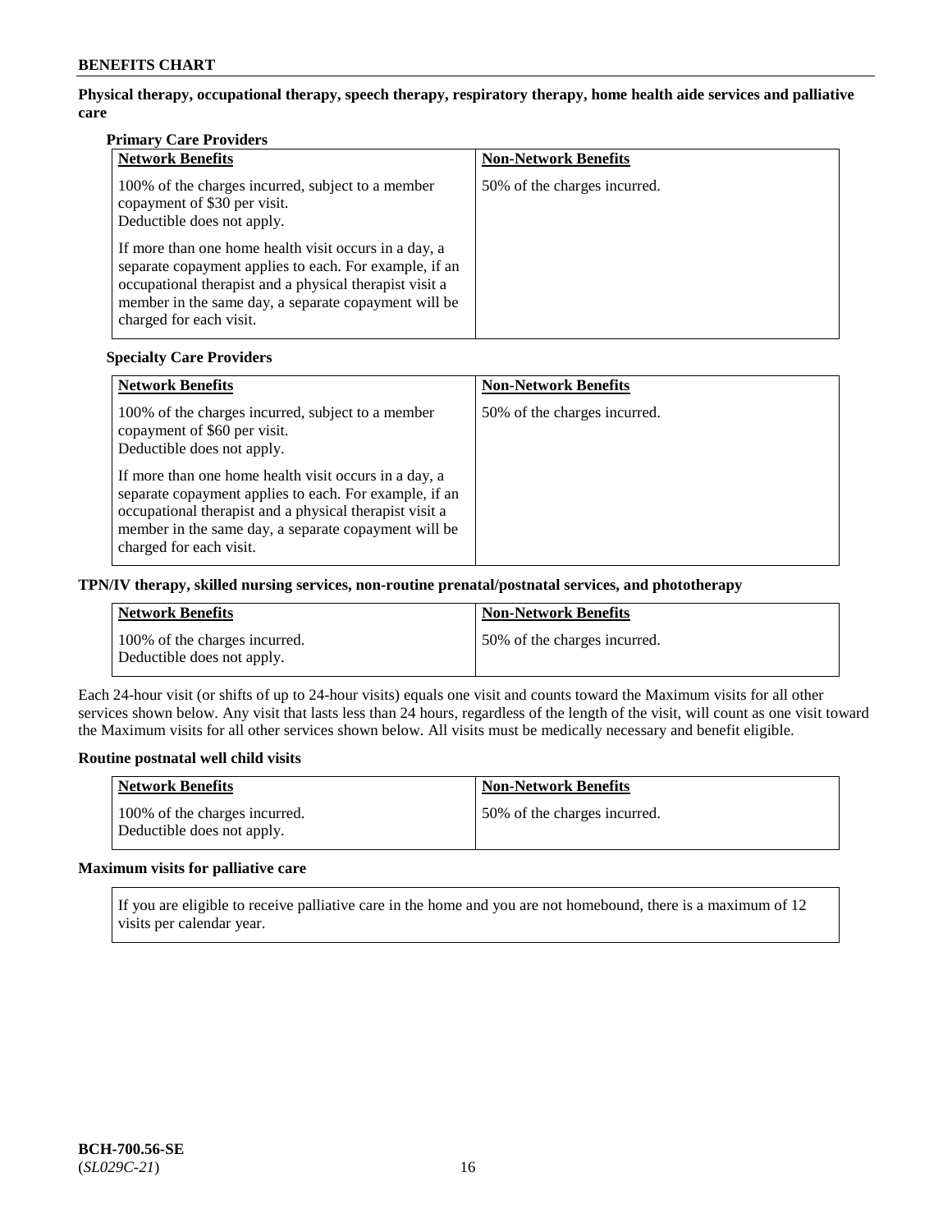**Physical therapy, occupational therapy, speech therapy, respiratory therapy, home health aide services and palliative care**

**Primary Care Providers**

| Network Benefits | Non-Network Benefits |
| --- | --- |
| 100% of the charges incurred, subject to a member copayment of $30 per visit.<br>Deductible does not apply.<br><br>If more than one home health visit occurs in a day, a separate copayment applies to each. For example, if an occupational therapist and a physical therapist visit a member in the same day, a separate copayment will be charged for each visit. | 50% of the charges incurred. |

**Specialty Care Providers**

| Network Benefits | Non-Network Benefits |
| --- | --- |
| 100% of the charges incurred, subject to a member copayment of $60 per visit.<br>Deductible does not apply.<br><br>If more than one home health visit occurs in a day, a separate copayment applies to each. For example, if an occupational therapist and a physical therapist visit a member in the same day, a separate copayment will be charged for each visit. | 50% of the charges incurred. |

**TPN/IV therapy, skilled nursing services, non-routine prenatal/postnatal services, and phototherapy**

| Network Benefits | Non-Network Benefits |
| --- | --- |
| 100% of the charges incurred.<br>Deductible does not apply. | 50% of the charges incurred. |

Each 24-hour visit (or shifts of up to 24-hour visits) equals one visit and counts toward the Maximum visits for all other services shown below. Any visit that lasts less than 24 hours, regardless of the length of the visit, will count as one visit toward the Maximum visits for all other services shown below. All visits must be medically necessary and benefit eligible.

**Routine postnatal well child visits**

| Network Benefits | Non-Network Benefits |
| --- | --- |
| 100% of the charges incurred.<br>Deductible does not apply. | 50% of the charges incurred. |

**Maximum visits for palliative care**

If you are eligible to receive palliative care in the home and you are not homebound, there is a maximum of 12 visits per calendar year.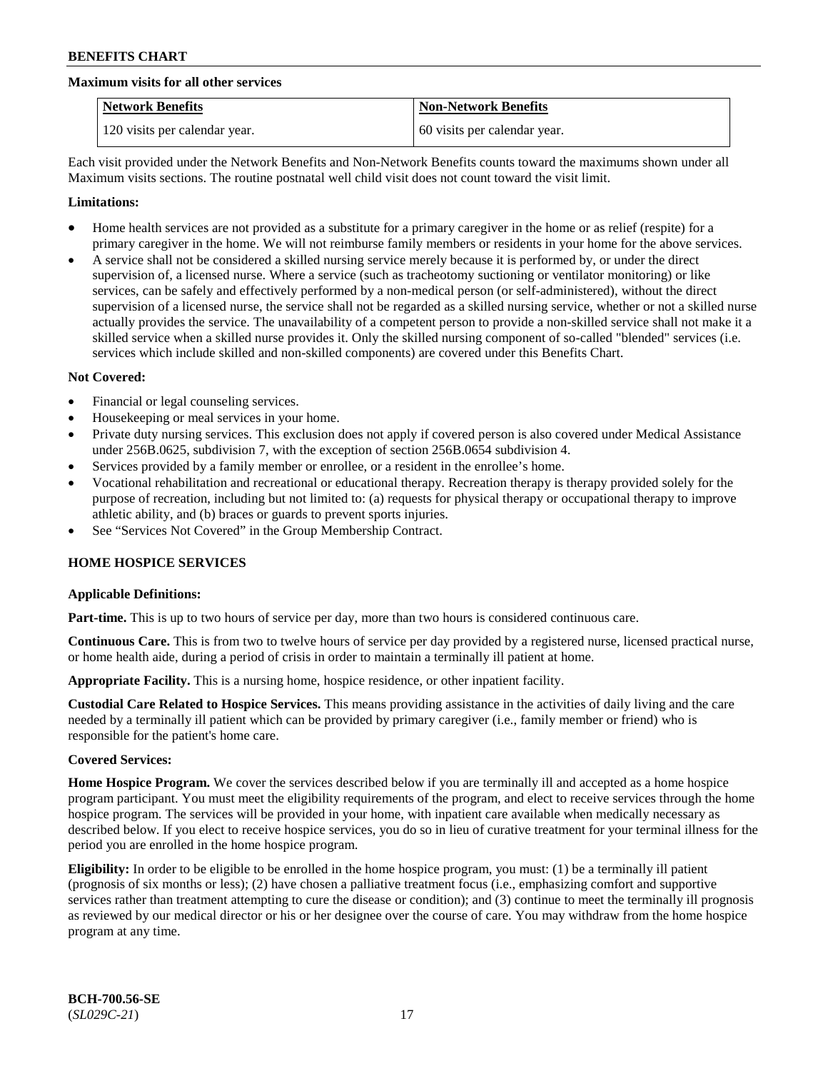**Maximum visits for all other services**

| Network Benefits | Non-Network Benefits |
| --- | --- |
| 120 visits per calendar year. | 60 visits per calendar year. |

Each visit provided under the Network Benefits and Non-Network Benefits counts toward the maximums shown under all Maximum visits sections. The routine postnatal well child visit does not count toward the visit limit.

**Limitations:**

- Home health services are not provided as a substitute for a primary caregiver in the home or as relief (respite) for a primary caregiver in the home. We will not reimburse family members or residents in your home for the above services.
- A service shall not be considered a skilled nursing service merely because it is performed by, or under the direct supervision of, a licensed nurse. Where a service (such as tracheotomy suctioning or ventilator monitoring) or like services, can be safely and effectively performed by a non-medical person (or self-administered), without the direct supervision of a licensed nurse, the service shall not be regarded as a skilled nursing service, whether or not a skilled nurse actually provides the service. The unavailability of a competent person to provide a non-skilled service shall not make it a skilled service when a skilled nurse provides it. Only the skilled nursing component of so-called "blended" services (i.e. services which include skilled and non-skilled components) are covered under this Benefits Chart.

**Not Covered:**

- Financial or legal counseling services.
- Housekeeping or meal services in your home.
- Private duty nursing services. This exclusion does not apply if covered person is also covered under Medical Assistance under 256B.0625, subdivision 7, with the exception of section 256B.0654 subdivision 4.
- Services provided by a family member or enrollee, or a resident in the enrollee's home.
- Vocational rehabilitation and recreational or educational therapy. Recreation therapy is therapy provided solely for the purpose of recreation, including but not limited to: (a) requests for physical therapy or occupational therapy to improve athletic ability, and (b) braces or guards to prevent sports injuries.
- See "Services Not Covered" in the Group Membership Contract.

## HOME HOSPICE SERVICES

**Applicable Definitions:**

**Part-time.** This is up to two hours of service per day, more than two hours is considered continuous care.

**Continuous Care.** This is from two to twelve hours of service per day provided by a registered nurse, licensed practical nurse, or home health aide, during a period of crisis in order to maintain a terminally ill patient at home.

**Appropriate Facility.** This is a nursing home, hospice residence, or other inpatient facility.

**Custodial Care Related to Hospice Services.** This means providing assistance in the activities of daily living and the care needed by a terminally ill patient which can be provided by primary caregiver (i.e., family member or friend) who is responsible for the patient's home care.

**Covered Services:**

**Home Hospice Program.** We cover the services described below if you are terminally ill and accepted as a home hospice program participant. You must meet the eligibility requirements of the program, and elect to receive services through the home hospice program. The services will be provided in your home, with inpatient care available when medically necessary as described below. If you elect to receive hospice services, you do so in lieu of curative treatment for your terminal illness for the period you are enrolled in the home hospice program.

**Eligibility:** In order to be eligible to be enrolled in the home hospice program, you must: (1) be a terminally ill patient (prognosis of six months or less); (2) have chosen a palliative treatment focus (i.e., emphasizing comfort and supportive services rather than treatment attempting to cure the disease or condition); and (3) continue to meet the terminally ill prognosis as reviewed by our medical director or his or her designee over the course of care. You may withdraw from the home hospice program at any time.

**BCH-700.56-SE**
(*SL029C-21*)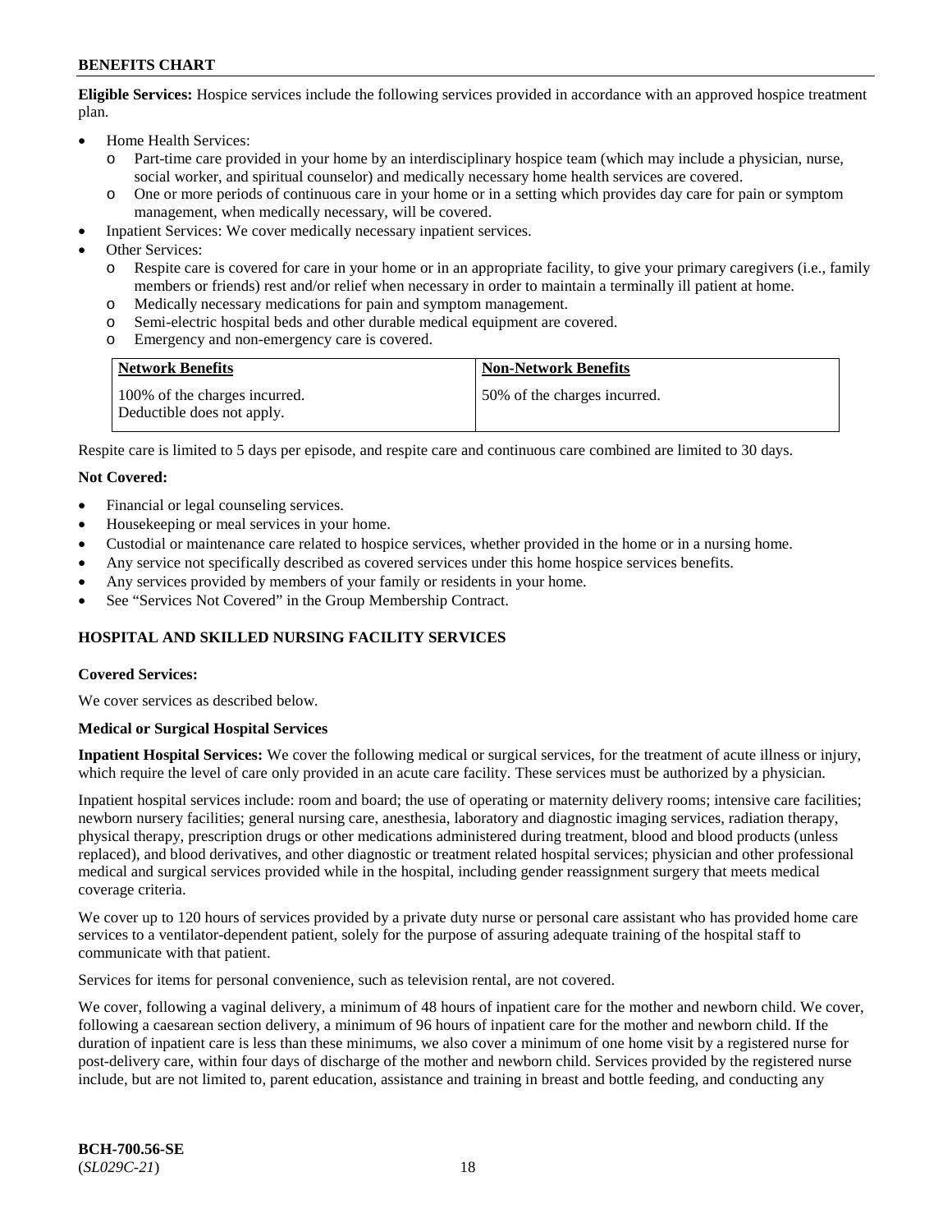**Eligible Services:** Hospice services include the following services provided in accordance with an approved hospice treatment plan.

- Home Health Services:
  - Part-time care provided in your home by an interdisciplinary hospice team (which may include a physician, nurse, social worker, and spiritual counselor) and medically necessary home health services are covered.
  - One or more periods of continuous care in your home or in a setting which provides day care for pain or symptom management, when medically necessary, will be covered.
- Inpatient Services: We cover medically necessary inpatient services.
- Other Services:
  - Respite care is covered for care in your home or in an appropriate facility, to give your primary caregivers (i.e., family members or friends) rest and/or relief when necessary in order to maintain a terminally ill patient at home.
  - Medically necessary medications for pain and symptom management.
  - Semi-electric hospital beds and other durable medical equipment are covered.
  - Emergency and non-emergency care is covered.

| Network Benefits | Non-Network Benefits |
| --- | --- |
| 100% of the charges incurred. Deductible does not apply. | 50% of the charges incurred. |

Respite care is limited to 5 days per episode, and respite care and continuous care combined are limited to 30 days.

**Not Covered:**

- Financial or legal counseling services.
- Housekeeping or meal services in your home.
- Custodial or maintenance care related to hospice services, whether provided in the home or in a nursing home.
- Any service not specifically described as covered services under this home hospice services benefits.
- Any services provided by members of your family or residents in your home.
- See "Services Not Covered" in the Group Membership Contract.

## HOSPITAL AND SKILLED NURSING FACILITY SERVICES

**Covered Services:**

We cover services as described below.

**Medical or Surgical Hospital Services**

**Inpatient Hospital Services:** We cover the following medical or surgical services, for the treatment of acute illness or injury, which require the level of care only provided in an acute care facility. These services must be authorized by a physician.

Inpatient hospital services include: room and board; the use of operating or maternity delivery rooms; intensive care facilities; newborn nursery facilities; general nursing care, anesthesia, laboratory and diagnostic imaging services, radiation therapy, physical therapy, prescription drugs or other medications administered during treatment, blood and blood products (unless replaced), and blood derivatives, and other diagnostic or treatment related hospital services; physician and other professional medical and surgical services provided while in the hospital, including gender reassignment surgery that meets medical coverage criteria.

We cover up to 120 hours of services provided by a private duty nurse or personal care assistant who has provided home care services to a ventilator-dependent patient, solely for the purpose of assuring adequate training of the hospital staff to communicate with that patient.

Services for items for personal convenience, such as television rental, are not covered.

We cover, following a vaginal delivery, a minimum of 48 hours of inpatient care for the mother and newborn child. We cover, following a caesarean section delivery, a minimum of 96 hours of inpatient care for the mother and newborn child. If the duration of inpatient care is less than these minimums, we also cover a minimum of one home visit by a registered nurse for post-delivery care, within four days of discharge of the mother and newborn child. Services provided by the registered nurse include, but are not limited to, parent education, assistance and training in breast and bottle feeding, and conducting any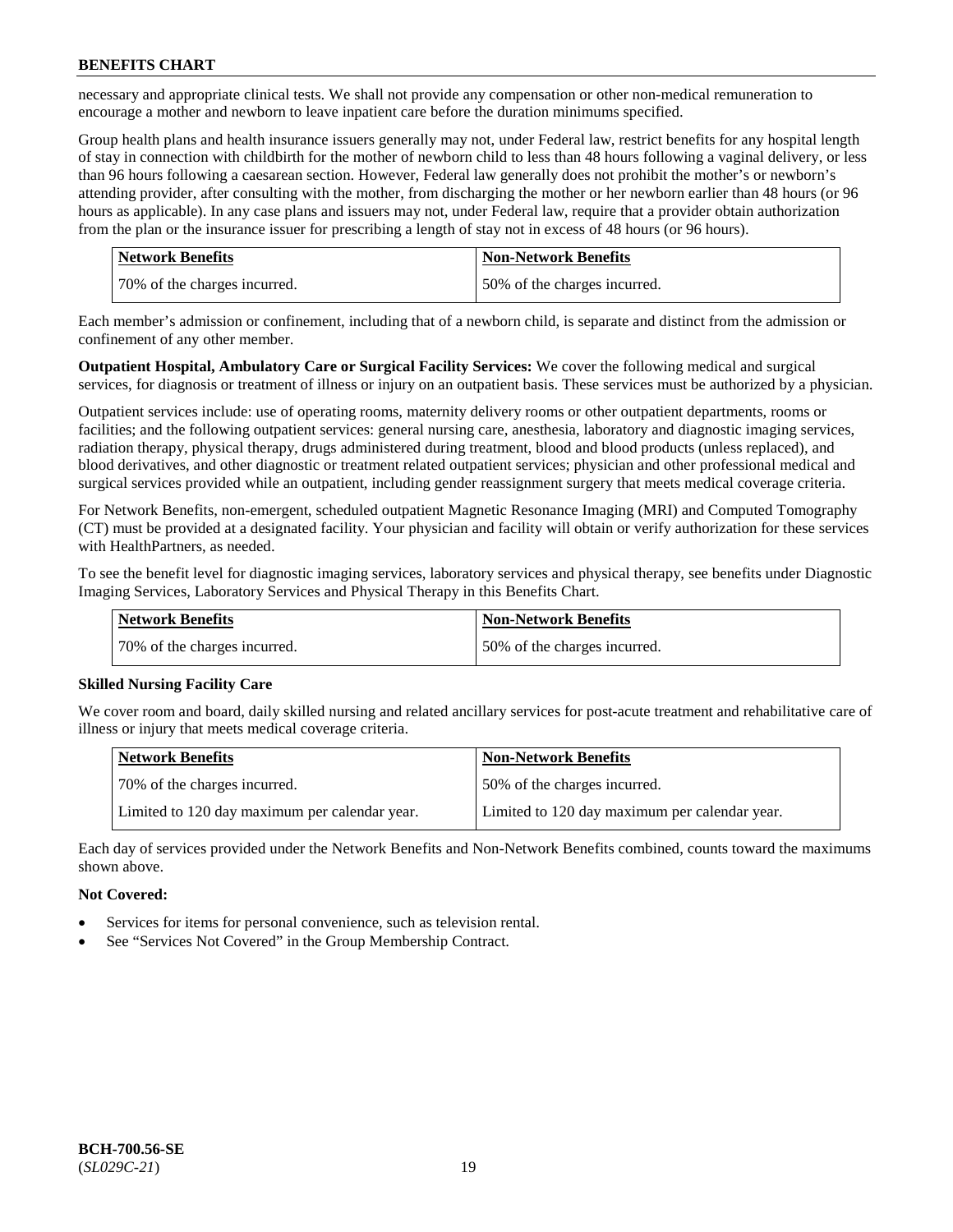necessary and appropriate clinical tests. We shall not provide any compensation or other non-medical remuneration to encourage a mother and newborn to leave inpatient care before the duration minimums specified.

Group health plans and health insurance issuers generally may not, under Federal law, restrict benefits for any hospital length of stay in connection with childbirth for the mother of newborn child to less than 48 hours following a vaginal delivery, or less than 96 hours following a caesarean section. However, Federal law generally does not prohibit the mother's or newborn's attending provider, after consulting with the mother, from discharging the mother or her newborn earlier than 48 hours (or 96 hours as applicable). In any case plans and issuers may not, under Federal law, require that a provider obtain authorization from the plan or the insurance issuer for prescribing a length of stay not in excess of 48 hours (or 96 hours).

| Network Benefits | Non-Network Benefits |
|---|---|
| 70% of the charges incurred. | 50% of the charges incurred. |

Each member's admission or confinement, including that of a newborn child, is separate and distinct from the admission or confinement of any other member.

**Outpatient Hospital, Ambulatory Care or Surgical Facility Services:** We cover the following medical and surgical services, for diagnosis or treatment of illness or injury on an outpatient basis. These services must be authorized by a physician.

Outpatient services include: use of operating rooms, maternity delivery rooms or other outpatient departments, rooms or facilities; and the following outpatient services: general nursing care, anesthesia, laboratory and diagnostic imaging services, radiation therapy, physical therapy, drugs administered during treatment, blood and blood products (unless replaced), and blood derivatives, and other diagnostic or treatment related outpatient services; physician and other professional medical and surgical services provided while an outpatient, including gender reassignment surgery that meets medical coverage criteria.

For Network Benefits, non-emergent, scheduled outpatient Magnetic Resonance Imaging (MRI) and Computed Tomography (CT) must be provided at a designated facility. Your physician and facility will obtain or verify authorization for these services with HealthPartners, as needed.

To see the benefit level for diagnostic imaging services, laboratory services and physical therapy, see benefits under Diagnostic Imaging Services, Laboratory Services and Physical Therapy in this Benefits Chart.

| Network Benefits | Non-Network Benefits |
|---|---|
| 70% of the charges incurred. | 50% of the charges incurred. |

### Skilled Nursing Facility Care

We cover room and board, daily skilled nursing and related ancillary services for post-acute treatment and rehabilitative care of illness or injury that meets medical coverage criteria.

| Network Benefits | Non-Network Benefits |
|---|---|
| 70% of the charges incurred. | 50% of the charges incurred. |
| Limited to 120 day maximum per calendar year. | Limited to 120 day maximum per calendar year. |

Each day of services provided under the Network Benefits and Non-Network Benefits combined, counts toward the maximums shown above.

**Not Covered:**

- Services for items for personal convenience, such as television rental.
- See "Services Not Covered" in the Group Membership Contract.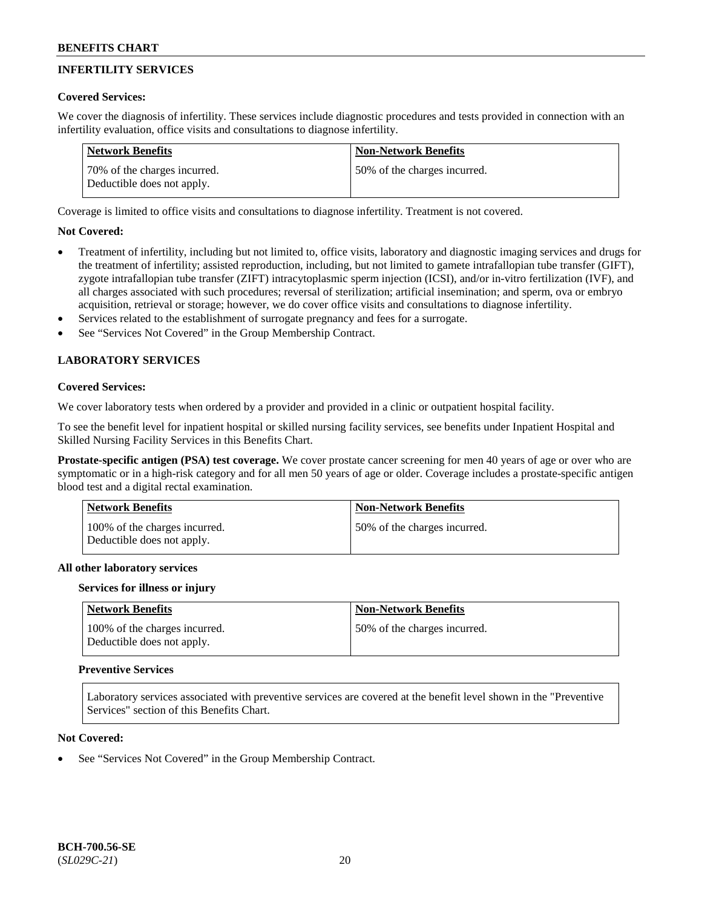## INFERTILITY SERVICES

**Covered Services:**

We cover the diagnosis of infertility. These services include diagnostic procedures and tests provided in connection with an infertility evaluation, office visits and consultations to diagnose infertility.

| Network Benefits | Non-Network Benefits |
|---|---|
| 70% of the charges incurred. Deductible does not apply. | 50% of the charges incurred. |

Coverage is limited to office visits and consultations to diagnose infertility. Treatment is not covered.

**Not Covered:**

- Treatment of infertility, including but not limited to, office visits, laboratory and diagnostic imaging services and drugs for the treatment of infertility; assisted reproduction, including, but not limited to gamete intrafallopian tube transfer (GIFT), zygote intrafallopian tube transfer (ZIFT) intracytoplasmic sperm injection (ICSI), and/or in-vitro fertilization (IVF), and all charges associated with such procedures; reversal of sterilization; artificial insemination; and sperm, ova or embryo acquisition, retrieval or storage; however, we do cover office visits and consultations to diagnose infertility.
- Services related to the establishment of surrogate pregnancy and fees for a surrogate.
- See "Services Not Covered" in the Group Membership Contract.

## LABORATORY SERVICES

**Covered Services:**

We cover laboratory tests when ordered by a provider and provided in a clinic or outpatient hospital facility.

To see the benefit level for inpatient hospital or skilled nursing facility services, see benefits under Inpatient Hospital and Skilled Nursing Facility Services in this Benefits Chart.

**Prostate-specific antigen (PSA) test coverage.** We cover prostate cancer screening for men 40 years of age or over who are symptomatic or in a high-risk category and for all men 50 years of age or older. Coverage includes a prostate-specific antigen blood test and a digital rectal examination.

| Network Benefits | Non-Network Benefits |
|---|---|
| 100% of the charges incurred. Deductible does not apply. | 50% of the charges incurred. |

**All other laboratory services**

**Services for illness or injury**

| Network Benefits | Non-Network Benefits |
|---|---|
| 100% of the charges incurred. Deductible does not apply. | 50% of the charges incurred. |

**Preventive Services**

Laboratory services associated with preventive services are covered at the benefit level shown in the "Preventive Services" section of this Benefits Chart.

**Not Covered:**

- See "Services Not Covered" in the Group Membership Contract.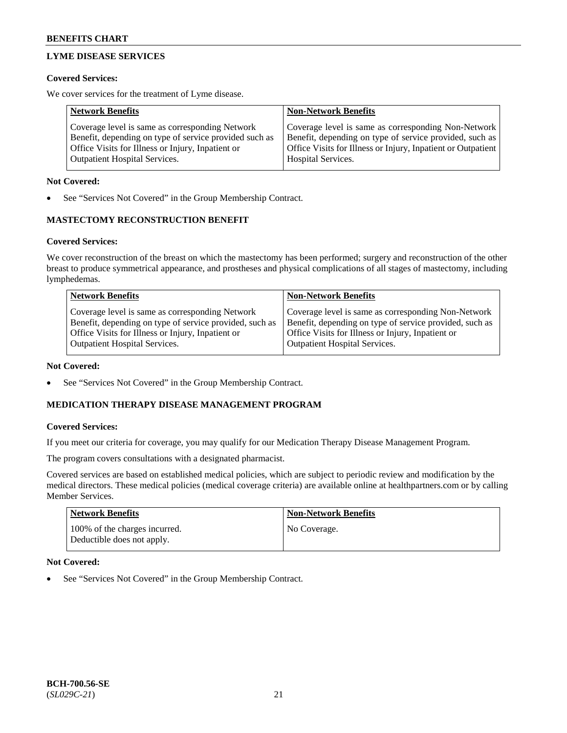## LYME DISEASE SERVICES

**Covered Services:**

We cover services for the treatment of Lyme disease.

| Network Benefits | Non-Network Benefits |
|---|---|
| Coverage level is same as corresponding Network Benefit, depending on type of service provided such as Office Visits for Illness or Injury, Inpatient or Outpatient Hospital Services. | Coverage level is same as corresponding Non-Network Benefit, depending on type of service provided, such as Office Visits for Illness or Injury, Inpatient or Outpatient Hospital Services. |

**Not Covered:**

- See "Services Not Covered" in the Group Membership Contract.

## MASTECTOMY RECONSTRUCTION BENEFIT

**Covered Services:**

We cover reconstruction of the breast on which the mastectomy has been performed; surgery and reconstruction of the other breast to produce symmetrical appearance, and prostheses and physical complications of all stages of mastectomy, including lymphedemas.

| Network Benefits | Non-Network Benefits |
|---|---|
| Coverage level is same as corresponding Network Benefit, depending on type of service provided, such as Office Visits for Illness or Injury, Inpatient or Outpatient Hospital Services. | Coverage level is same as corresponding Non-Network Benefit, depending on type of service provided, such as Office Visits for Illness or Injury, Inpatient or Outpatient Hospital Services. |

**Not Covered:**

- See "Services Not Covered" in the Group Membership Contract.

## MEDICATION THERAPY DISEASE MANAGEMENT PROGRAM

**Covered Services:**

If you meet our criteria for coverage, you may qualify for our Medication Therapy Disease Management Program.

The program covers consultations with a designated pharmacist.

Covered services are based on established medical policies, which are subject to periodic review and modification by the medical directors. These medical policies (medical coverage criteria) are available online at healthpartners.com or by calling Member Services.

| Network Benefits | Non-Network Benefits |
|---|---|
| 100% of the charges incurred. Deductible does not apply. | No Coverage. |

**Not Covered:**

- See "Services Not Covered" in the Group Membership Contract.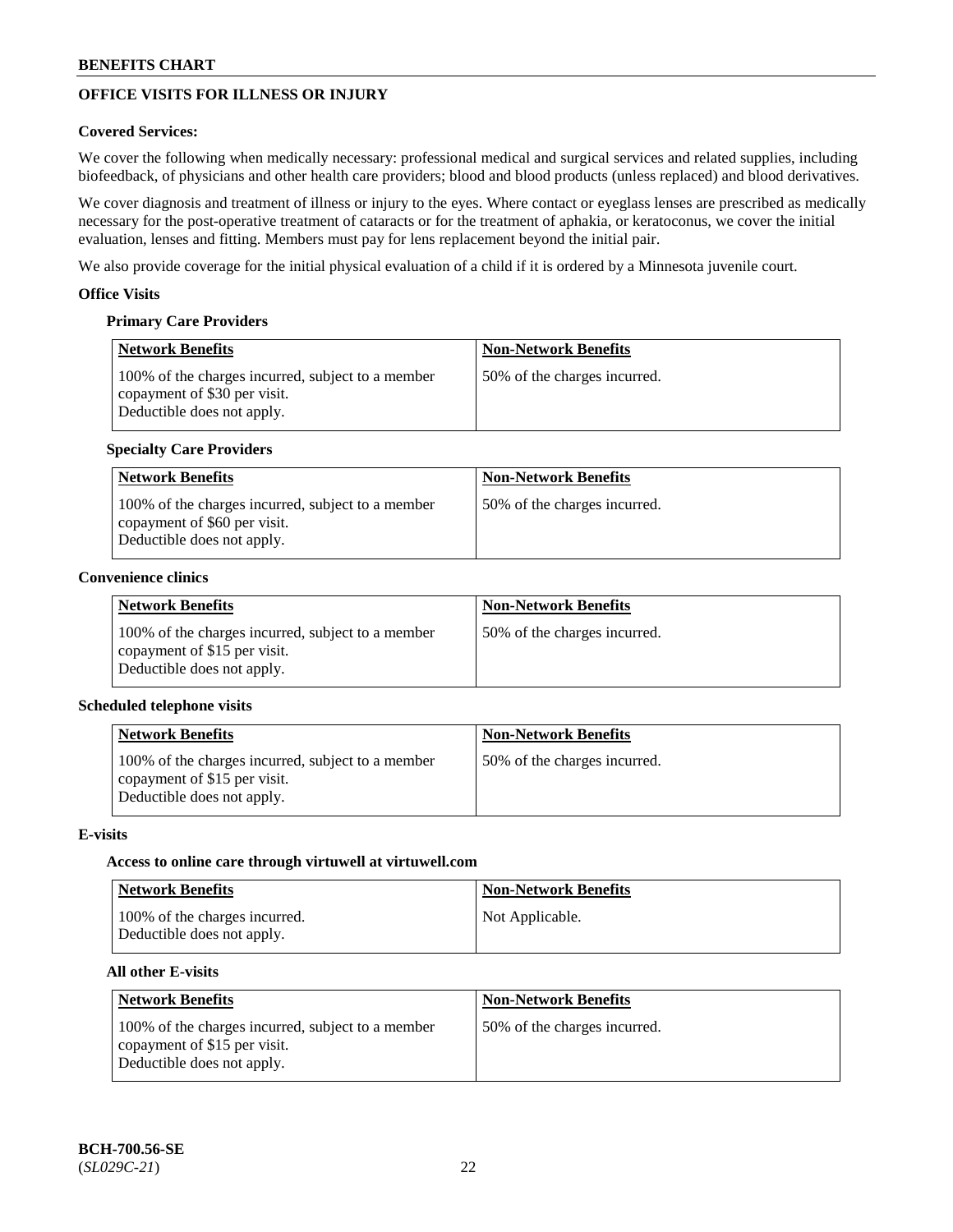## OFFICE VISITS FOR ILLNESS OR INJURY

**Covered Services:**

We cover the following when medically necessary: professional medical and surgical services and related supplies, including biofeedback, of physicians and other health care providers; blood and blood products (unless replaced) and blood derivatives.

We cover diagnosis and treatment of illness or injury to the eyes. Where contact or eyeglass lenses are prescribed as medically necessary for the post-operative treatment of cataracts or for the treatment of aphakia, or keratoconus, we cover the initial evaluation, lenses and fitting. Members must pay for lens replacement beyond the initial pair.

We also provide coverage for the initial physical evaluation of a child if it is ordered by a Minnesota juvenile court.

**Office Visits**

**Primary Care Providers**

| Network Benefits | Non-Network Benefits |
| --- | --- |
| 100% of the charges incurred, subject to a member copayment of $30 per visit. Deductible does not apply. | 50% of the charges incurred. |

**Specialty Care Providers**

| Network Benefits | Non-Network Benefits |
| --- | --- |
| 100% of the charges incurred, subject to a member copayment of $60 per visit. Deductible does not apply. | 50% of the charges incurred. |

**Convenience clinics**

| Network Benefits | Non-Network Benefits |
| --- | --- |
| 100% of the charges incurred, subject to a member copayment of $15 per visit. Deductible does not apply. | 50% of the charges incurred. |

**Scheduled telephone visits**

| Network Benefits | Non-Network Benefits |
| --- | --- |
| 100% of the charges incurred, subject to a member copayment of $15 per visit. Deductible does not apply. | 50% of the charges incurred. |

**E-visits**

**Access to online care through virtuwell at virtuwell.com**

| Network Benefits | Non-Network Benefits |
| --- | --- |
| 100% of the charges incurred. Deductible does not apply. | Not Applicable. |

**All other E-visits**

| Network Benefits | Non-Network Benefits |
| --- | --- |
| 100% of the charges incurred, subject to a member copayment of $15 per visit. Deductible does not apply. | 50% of the charges incurred. |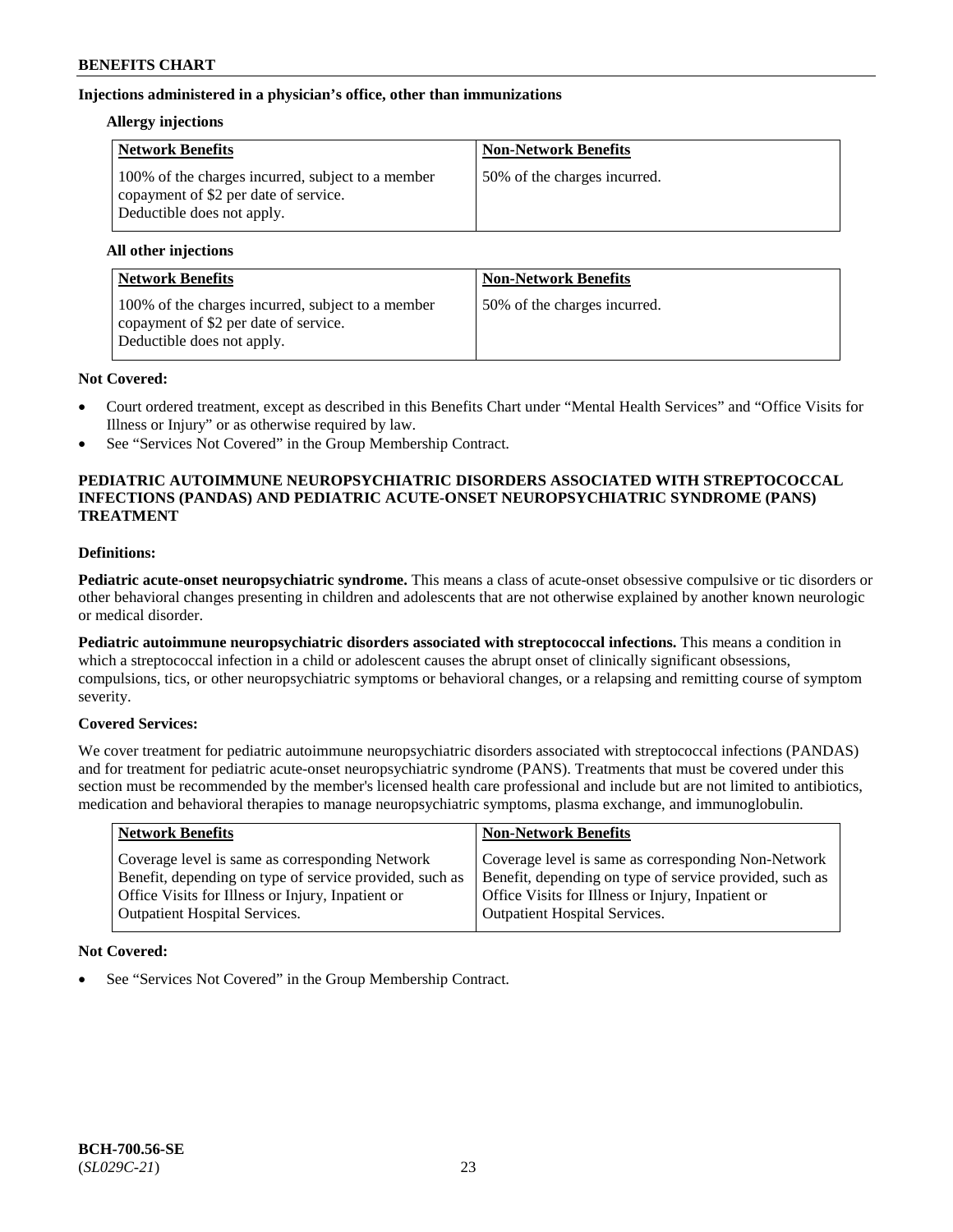### Injections administered in a physician's office, other than immunizations

#### Allergy injections

| Network Benefits | Non-Network Benefits |
| --- | --- |
| 100% of the charges incurred, subject to a member copayment of $2 per date of service. Deductible does not apply. | 50% of the charges incurred. |

#### All other injections

| Network Benefits | Non-Network Benefits |
| --- | --- |
| 100% of the charges incurred, subject to a member copayment of $2 per date of service. Deductible does not apply. | 50% of the charges incurred. |

**Not Covered:**

- Court ordered treatment, except as described in this Benefits Chart under "Mental Health Services" and "Office Visits for Illness or Injury" or as otherwise required by law.
- See "Services Not Covered" in the Group Membership Contract.

## PEDIATRIC AUTOIMMUNE NEUROPSYCHIATRIC DISORDERS ASSOCIATED WITH STREPTOCOCCAL INFECTIONS (PANDAS) AND PEDIATRIC ACUTE-ONSET NEUROPSYCHIATRIC SYNDROME (PANS) TREATMENT

**Definitions:**

**Pediatric acute-onset neuropsychiatric syndrome.** This means a class of acute-onset obsessive compulsive or tic disorders or other behavioral changes presenting in children and adolescents that are not otherwise explained by another known neurologic or medical disorder.

**Pediatric autoimmune neuropsychiatric disorders associated with streptococcal infections.** This means a condition in which a streptococcal infection in a child or adolescent causes the abrupt onset of clinically significant obsessions, compulsions, tics, or other neuropsychiatric symptoms or behavioral changes, or a relapsing and remitting course of symptom severity.

**Covered Services:**

We cover treatment for pediatric autoimmune neuropsychiatric disorders associated with streptococcal infections (PANDAS) and for treatment for pediatric acute-onset neuropsychiatric syndrome (PANS). Treatments that must be covered under this section must be recommended by the member's licensed health care professional and include but are not limited to antibiotics, medication and behavioral therapies to manage neuropsychiatric symptoms, plasma exchange, and immunoglobulin.

| Network Benefits | Non-Network Benefits |
| --- | --- |
| Coverage level is same as corresponding Network Benefit, depending on type of service provided, such as Office Visits for Illness or Injury, Inpatient or Outpatient Hospital Services. | Coverage level is same as corresponding Non-Network Benefit, depending on type of service provided, such as Office Visits for Illness or Injury, Inpatient or Outpatient Hospital Services. |

**Not Covered:**

- See "Services Not Covered" in the Group Membership Contract.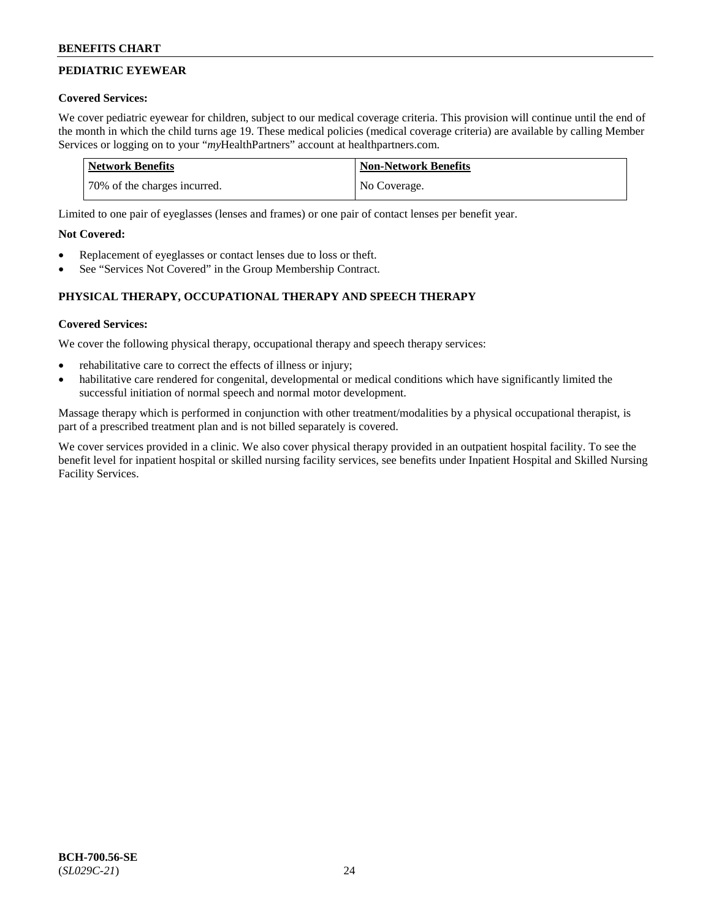## PEDIATRIC EYEWEAR

**Covered Services:**

We cover pediatric eyewear for children, subject to our medical coverage criteria. This provision will continue until the end of the month in which the child turns age 19. These medical policies (medical coverage criteria) are available by calling Member Services or logging on to your "*my*HealthPartners" account at healthpartners.com.

| Network Benefits | Non-Network Benefits |
|---|---|
| 70% of the charges incurred. | No Coverage. |

Limited to one pair of eyeglasses (lenses and frames) or one pair of contact lenses per benefit year.

**Not Covered:**

- Replacement of eyeglasses or contact lenses due to loss or theft.
- See "Services Not Covered" in the Group Membership Contract.

## PHYSICAL THERAPY, OCCUPATIONAL THERAPY AND SPEECH THERAPY

**Covered Services:**

We cover the following physical therapy, occupational therapy and speech therapy services:

- rehabilitative care to correct the effects of illness or injury;
- habilitative care rendered for congenital, developmental or medical conditions which have significantly limited the successful initiation of normal speech and normal motor development.

Massage therapy which is performed in conjunction with other treatment/modalities by a physical occupational therapist, is part of a prescribed treatment plan and is not billed separately is covered.

We cover services provided in a clinic. We also cover physical therapy provided in an outpatient hospital facility. To see the benefit level for inpatient hospital or skilled nursing facility services, see benefits under Inpatient Hospital and Skilled Nursing Facility Services.

**BCH-700.56-SE**
(*SL029C-21*)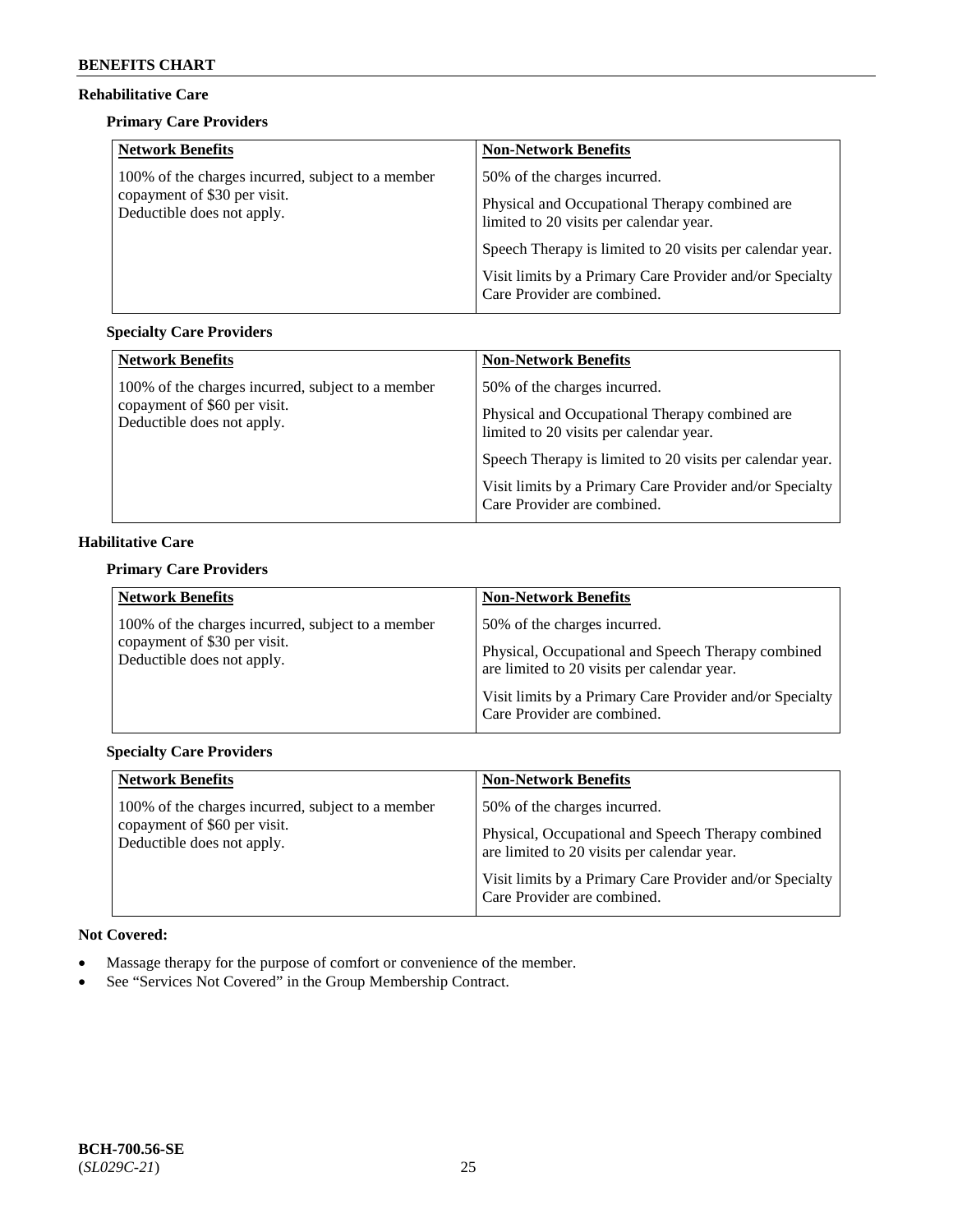**Rehabilitative Care**

**Primary Care Providers**

| Network Benefits | Non-Network Benefits |
|---|---|
| 100% of the charges incurred, subject to a member copayment of $30 per visit. Deductible does not apply. | 50% of the charges incurred.<br><br>Physical and Occupational Therapy combined are limited to 20 visits per calendar year.<br><br>Speech Therapy is limited to 20 visits per calendar year.<br><br>Visit limits by a Primary Care Provider and/or Specialty Care Provider are combined. |

**Specialty Care Providers**

| Network Benefits | Non-Network Benefits |
|---|---|
| 100% of the charges incurred, subject to a member copayment of $60 per visit. Deductible does not apply. | 50% of the charges incurred.<br><br>Physical and Occupational Therapy combined are limited to 20 visits per calendar year.<br><br>Speech Therapy is limited to 20 visits per calendar year.<br><br>Visit limits by a Primary Care Provider and/or Specialty Care Provider are combined. |

**Habilitative Care**

**Primary Care Providers**

| Network Benefits | Non-Network Benefits |
|---|---|
| 100% of the charges incurred, subject to a member copayment of $30 per visit. Deductible does not apply. | 50% of the charges incurred.<br><br>Physical, Occupational and Speech Therapy combined are limited to 20 visits per calendar year.<br><br>Visit limits by a Primary Care Provider and/or Specialty Care Provider are combined. |

**Specialty Care Providers**

| Network Benefits | Non-Network Benefits |
|---|---|
| 100% of the charges incurred, subject to a member copayment of $60 per visit. Deductible does not apply. | 50% of the charges incurred.<br><br>Physical, Occupational and Speech Therapy combined are limited to 20 visits per calendar year.<br><br>Visit limits by a Primary Care Provider and/or Specialty Care Provider are combined. |

**Not Covered:**

- Massage therapy for the purpose of comfort or convenience of the member.
- See "Services Not Covered" in the Group Membership Contract.

**BCH-700.56-SE**
(*SL029C-21*)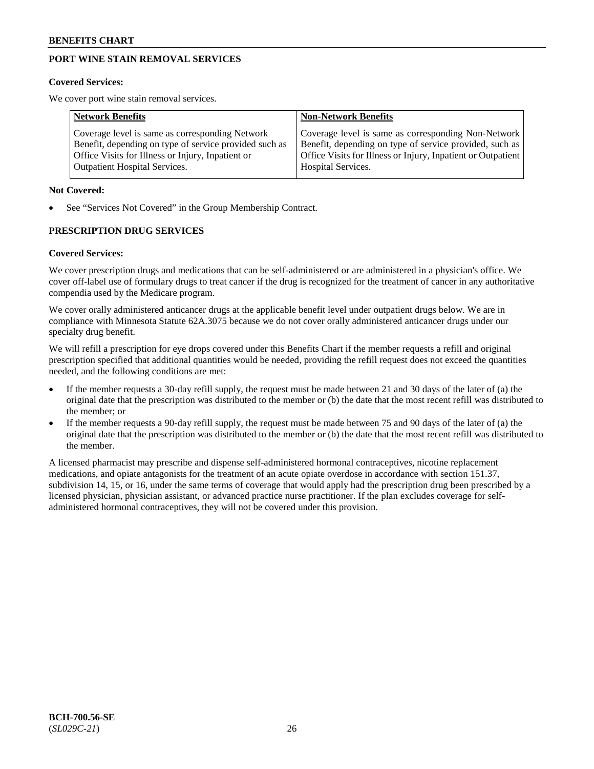## PORT WINE STAIN REMOVAL SERVICES

**Covered Services:**

We cover port wine stain removal services.

| Network Benefits | Non-Network Benefits |
|---|---|
| Coverage level is same as corresponding Network Benefit, depending on type of service provided such as Office Visits for Illness or Injury, Inpatient or Outpatient Hospital Services. | Coverage level is same as corresponding Non-Network Benefit, depending on type of service provided, such as Office Visits for Illness or Injury, Inpatient or Outpatient Hospital Services. |

**Not Covered:**

- See "Services Not Covered" in the Group Membership Contract.

## PRESCRIPTION DRUG SERVICES

**Covered Services:**

We cover prescription drugs and medications that can be self-administered or are administered in a physician's office. We cover off-label use of formulary drugs to treat cancer if the drug is recognized for the treatment of cancer in any authoritative compendia used by the Medicare program.

We cover orally administered anticancer drugs at the applicable benefit level under outpatient drugs below. We are in compliance with Minnesota Statute 62A.3075 because we do not cover orally administered anticancer drugs under our specialty drug benefit.

We will refill a prescription for eye drops covered under this Benefits Chart if the member requests a refill and original prescription specified that additional quantities would be needed, providing the refill request does not exceed the quantities needed, and the following conditions are met:

- If the member requests a 30-day refill supply, the request must be made between 21 and 30 days of the later of (a) the original date that the prescription was distributed to the member or (b) the date that the most recent refill was distributed to the member; or
- If the member requests a 90-day refill supply, the request must be made between 75 and 90 days of the later of (a) the original date that the prescription was distributed to the member or (b) the date that the most recent refill was distributed to the member.

A licensed pharmacist may prescribe and dispense self-administered hormonal contraceptives, nicotine replacement medications, and opiate antagonists for the treatment of an acute opiate overdose in accordance with section 151.37, subdivision 14, 15, or 16, under the same terms of coverage that would apply had the prescription drug been prescribed by a licensed physician, physician assistant, or advanced practice nurse practitioner. If the plan excludes coverage for self-administered hormonal contraceptives, they will not be covered under this provision.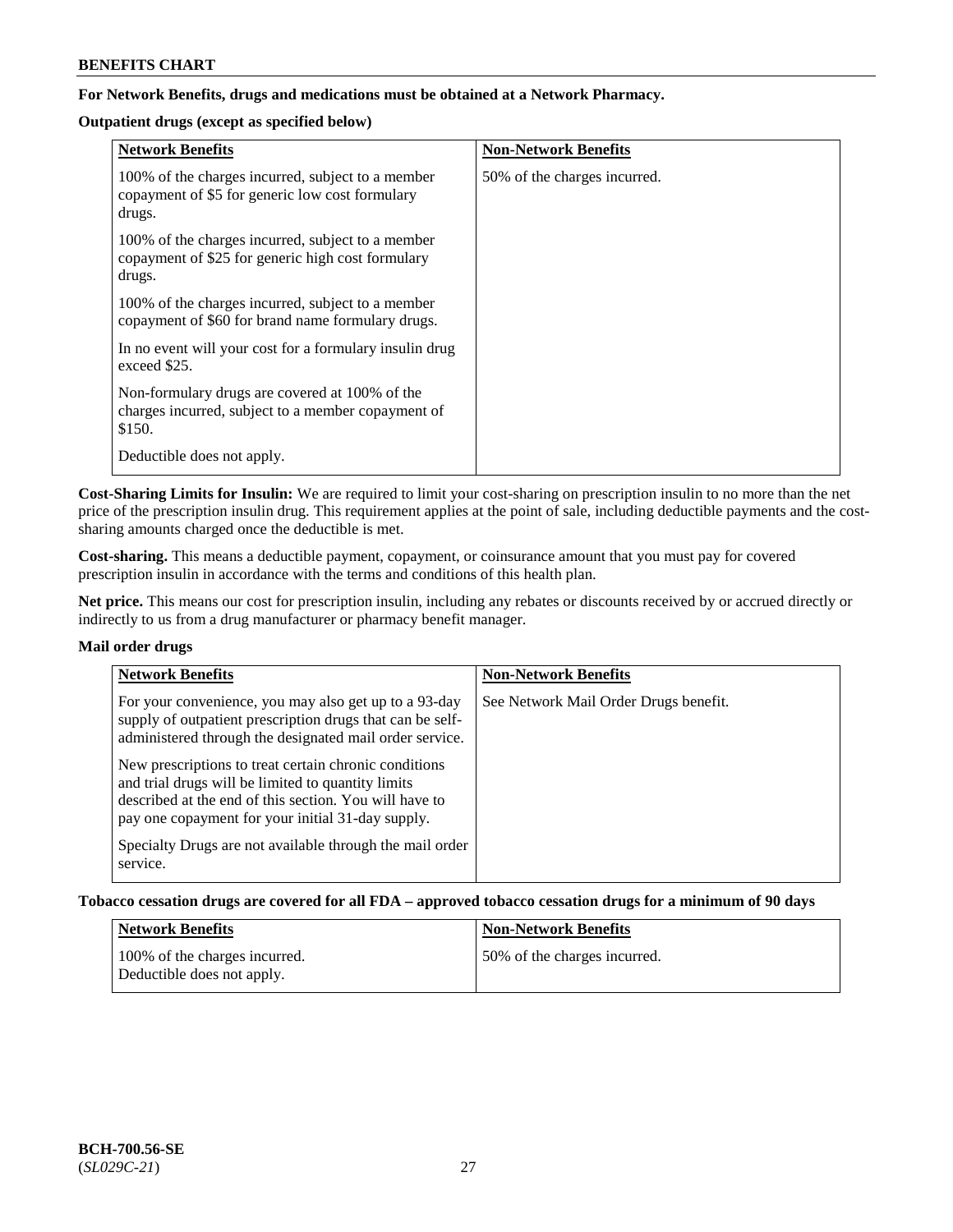**For Network Benefits, drugs and medications must be obtained at a Network Pharmacy.**

**Outpatient drugs (except as specified below)**

| Network Benefits | Non-Network Benefits |
|---|---|
| 100% of the charges incurred, subject to a member copayment of $5 for generic low cost formulary drugs.<br><br>100% of the charges incurred, subject to a member copayment of $25 for generic high cost formulary drugs.<br><br>100% of the charges incurred, subject to a member copayment of $60 for brand name formulary drugs.<br><br>In no event will your cost for a formulary insulin drug exceed $25.<br><br>Non-formulary drugs are covered at 100% of the charges incurred, subject to a member copayment of $150.<br><br>Deductible does not apply. | 50% of the charges incurred. |

**Cost-Sharing Limits for Insulin:** We are required to limit your cost-sharing on prescription insulin to no more than the net price of the prescription insulin drug. This requirement applies at the point of sale, including deductible payments and the cost-sharing amounts charged once the deductible is met.

**Cost-sharing.** This means a deductible payment, copayment, or coinsurance amount that you must pay for covered prescription insulin in accordance with the terms and conditions of this health plan.

**Net price.** This means our cost for prescription insulin, including any rebates or discounts received by or accrued directly or indirectly to us from a drug manufacturer or pharmacy benefit manager.

**Mail order drugs**

| Network Benefits | Non-Network Benefits |
|---|---|
| For your convenience, you may also get up to a 93-day supply of outpatient prescription drugs that can be self-administered through the designated mail order service.<br><br>New prescriptions to treat certain chronic conditions and trial drugs will be limited to quantity limits described at the end of this section. You will have to pay one copayment for your initial 31-day supply.<br><br>Specialty Drugs are not available through the mail order service. | See Network Mail Order Drugs benefit. |

**Tobacco cessation drugs are covered for all FDA – approved tobacco cessation drugs for a minimum of 90 days**

| Network Benefits | Non-Network Benefits |
|---|---|
| 100% of the charges incurred.<br>Deductible does not apply. | 50% of the charges incurred. |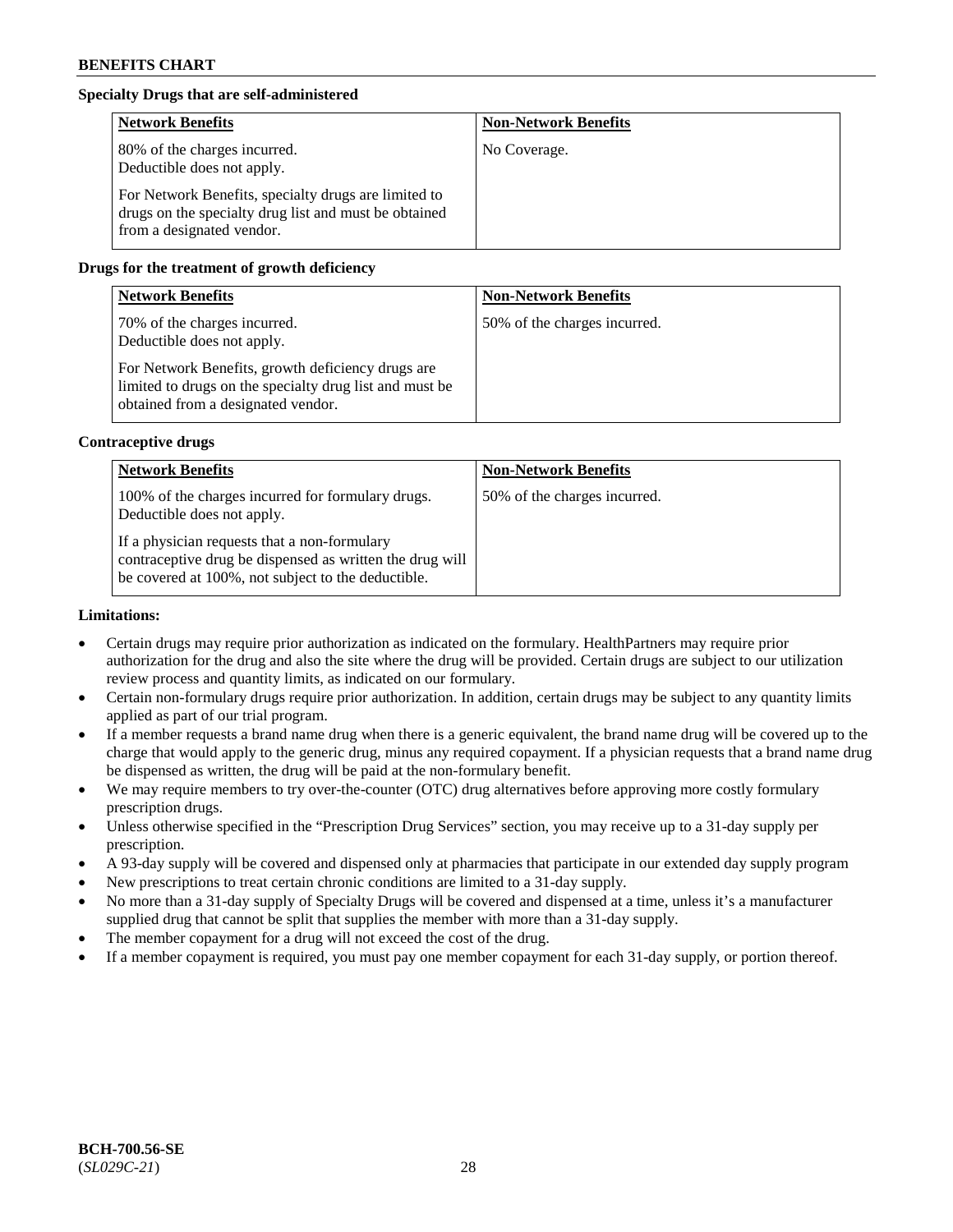**Specialty Drugs that are self-administered**

| Network Benefits | Non-Network Benefits |
| --- | --- |
| 80% of the charges incurred. Deductible does not apply.<br><br>For Network Benefits, specialty drugs are limited to drugs on the specialty drug list and must be obtained from a designated vendor. | No Coverage. |

**Drugs for the treatment of growth deficiency**

| Network Benefits | Non-Network Benefits |
| --- | --- |
| 70% of the charges incurred. Deductible does not apply.<br><br>For Network Benefits, growth deficiency drugs are limited to drugs on the specialty drug list and must be obtained from a designated vendor. | 50% of the charges incurred. |

**Contraceptive drugs**

| Network Benefits | Non-Network Benefits |
| --- | --- |
| 100% of the charges incurred for formulary drugs. Deductible does not apply.<br><br>If a physician requests that a non-formulary contraceptive drug be dispensed as written the drug will be covered at 100%, not subject to the deductible. | 50% of the charges incurred. |

**Limitations:**

- Certain drugs may require prior authorization as indicated on the formulary. HealthPartners may require prior authorization for the drug and also the site where the drug will be provided. Certain drugs are subject to our utilization review process and quantity limits, as indicated on our formulary.
- Certain non-formulary drugs require prior authorization. In addition, certain drugs may be subject to any quantity limits applied as part of our trial program.
- If a member requests a brand name drug when there is a generic equivalent, the brand name drug will be covered up to the charge that would apply to the generic drug, minus any required copayment. If a physician requests that a brand name drug be dispensed as written, the drug will be paid at the non-formulary benefit.
- We may require members to try over-the-counter (OTC) drug alternatives before approving more costly formulary prescription drugs.
- Unless otherwise specified in the "Prescription Drug Services" section, you may receive up to a 31-day supply per prescription.
- A 93-day supply will be covered and dispensed only at pharmacies that participate in our extended day supply program
- New prescriptions to treat certain chronic conditions are limited to a 31-day supply.
- No more than a 31-day supply of Specialty Drugs will be covered and dispensed at a time, unless it's a manufacturer supplied drug that cannot be split that supplies the member with more than a 31-day supply.
- The member copayment for a drug will not exceed the cost of the drug.
- If a member copayment is required, you must pay one member copayment for each 31-day supply, or portion thereof.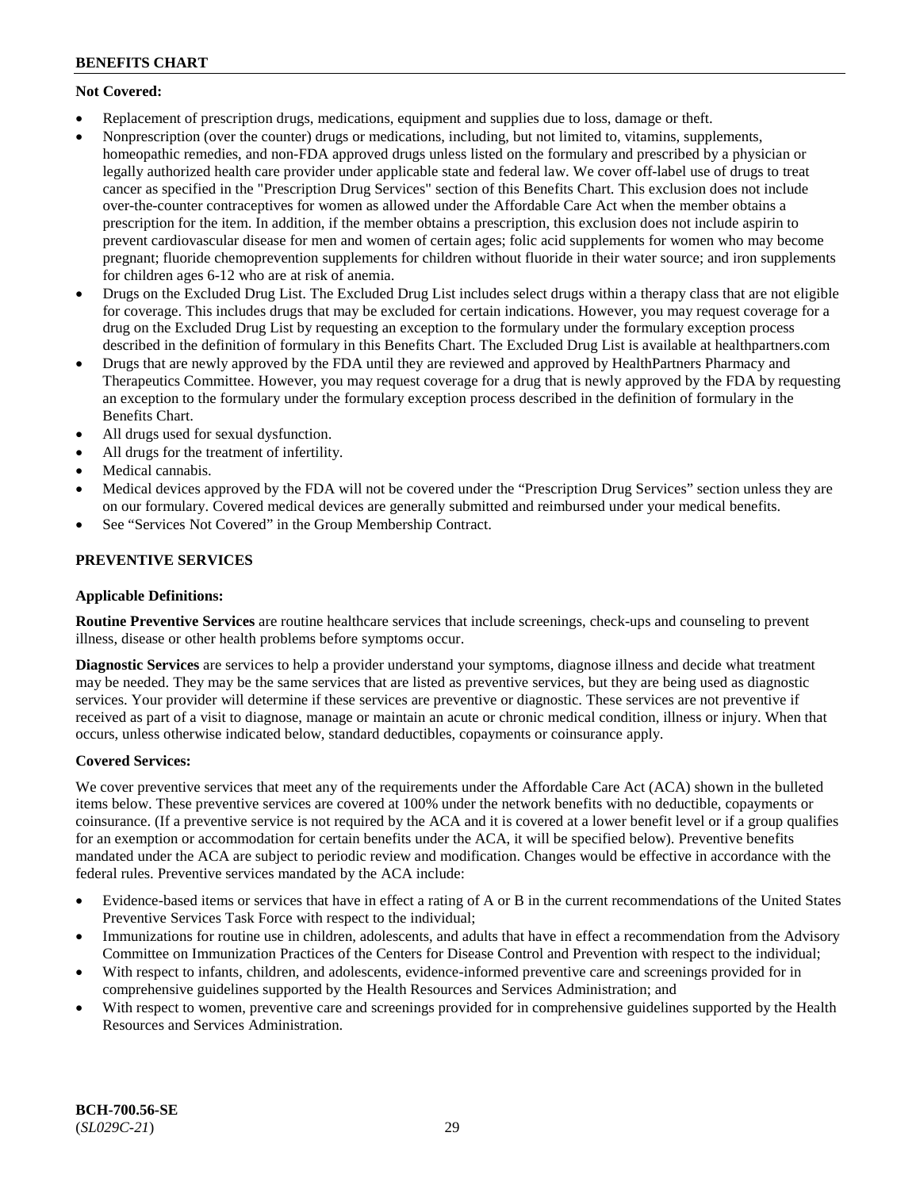**Not Covered:**

- Replacement of prescription drugs, medications, equipment and supplies due to loss, damage or theft.
- Nonprescription (over the counter) drugs or medications, including, but not limited to, vitamins, supplements, homeopathic remedies, and non-FDA approved drugs unless listed on the formulary and prescribed by a physician or legally authorized health care provider under applicable state and federal law. We cover off-label use of drugs to treat cancer as specified in the "Prescription Drug Services" section of this Benefits Chart. This exclusion does not include over-the-counter contraceptives for women as allowed under the Affordable Care Act when the member obtains a prescription for the item. In addition, if the member obtains a prescription, this exclusion does not include aspirin to prevent cardiovascular disease for men and women of certain ages; folic acid supplements for women who may become pregnant; fluoride chemoprevention supplements for children without fluoride in their water source; and iron supplements for children ages 6-12 who are at risk of anemia.
- Drugs on the Excluded Drug List. The Excluded Drug List includes select drugs within a therapy class that are not eligible for coverage. This includes drugs that may be excluded for certain indications. However, you may request coverage for a drug on the Excluded Drug List by requesting an exception to the formulary under the formulary exception process described in the definition of formulary in this Benefits Chart. The Excluded Drug List is available at healthpartners.com
- Drugs that are newly approved by the FDA until they are reviewed and approved by HealthPartners Pharmacy and Therapeutics Committee. However, you may request coverage for a drug that is newly approved by the FDA by requesting an exception to the formulary under the formulary exception process described in the definition of formulary in the Benefits Chart.
- All drugs used for sexual dysfunction.
- All drugs for the treatment of infertility.
- Medical cannabis.
- Medical devices approved by the FDA will not be covered under the "Prescription Drug Services" section unless they are on our formulary. Covered medical devices are generally submitted and reimbursed under your medical benefits.
- See "Services Not Covered" in the Group Membership Contract.

## PREVENTIVE SERVICES

**Applicable Definitions:**

**Routine Preventive Services** are routine healthcare services that include screenings, check-ups and counseling to prevent illness, disease or other health problems before symptoms occur.

**Diagnostic Services** are services to help a provider understand your symptoms, diagnose illness and decide what treatment may be needed. They may be the same services that are listed as preventive services, but they are being used as diagnostic services. Your provider will determine if these services are preventive or diagnostic. These services are not preventive if received as part of a visit to diagnose, manage or maintain an acute or chronic medical condition, illness or injury. When that occurs, unless otherwise indicated below, standard deductibles, copayments or coinsurance apply.

**Covered Services:**

We cover preventive services that meet any of the requirements under the Affordable Care Act (ACA) shown in the bulleted items below. These preventive services are covered at 100% under the network benefits with no deductible, copayments or coinsurance. (If a preventive service is not required by the ACA and it is covered at a lower benefit level or if a group qualifies for an exemption or accommodation for certain benefits under the ACA, it will be specified below). Preventive benefits mandated under the ACA are subject to periodic review and modification. Changes would be effective in accordance with the federal rules. Preventive services mandated by the ACA include:

- Evidence-based items or services that have in effect a rating of A or B in the current recommendations of the United States Preventive Services Task Force with respect to the individual;
- Immunizations for routine use in children, adolescents, and adults that have in effect a recommendation from the Advisory Committee on Immunization Practices of the Centers for Disease Control and Prevention with respect to the individual;
- With respect to infants, children, and adolescents, evidence-informed preventive care and screenings provided for in comprehensive guidelines supported by the Health Resources and Services Administration; and
- With respect to women, preventive care and screenings provided for in comprehensive guidelines supported by the Health Resources and Services Administration.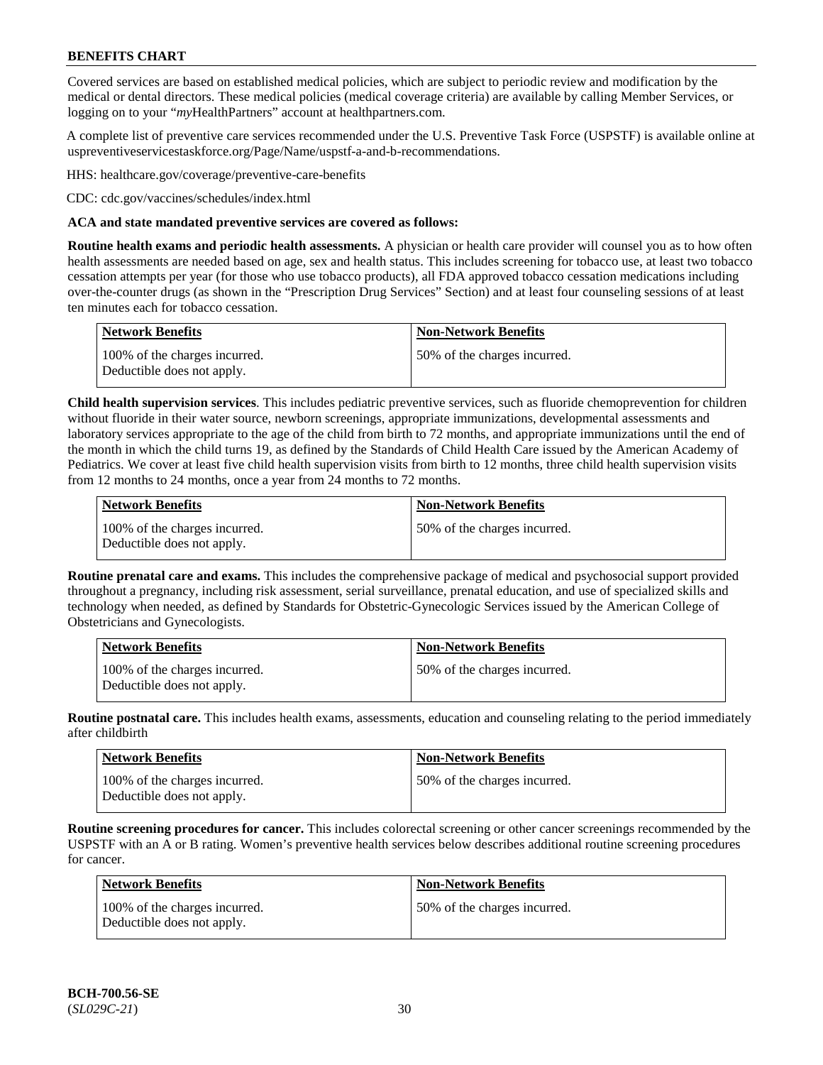**BENEFITS CHART**

Covered services are based on established medical policies, which are subject to periodic review and modification by the medical or dental directors. These medical policies (medical coverage criteria) are available by calling Member Services, or logging on to your "*my*HealthPartners" account at healthpartners.com.

A complete list of preventive care services recommended under the U.S. Preventive Task Force (USPSTF) is available online at uspreventiveservicestaskforce.org/Page/Name/uspstf-a-and-b-recommendations.

HHS: healthcare.gov/coverage/preventive-care-benefits

CDC: cdc.gov/vaccines/schedules/index.html

**ACA and state mandated preventive services are covered as follows:**

**Routine health exams and periodic health assessments.** A physician or health care provider will counsel you as to how often health assessments are needed based on age, sex and health status. This includes screening for tobacco use, at least two tobacco cessation attempts per year (for those who use tobacco products), all FDA approved tobacco cessation medications including over-the-counter drugs (as shown in the "Prescription Drug Services" Section) and at least four counseling sessions of at least ten minutes each for tobacco cessation.

| Network Benefits | Non-Network Benefits |
|---|---|
| 100% of the charges incurred. Deductible does not apply. | 50% of the charges incurred. |

**Child health supervision services**. This includes pediatric preventive services, such as fluoride chemoprevention for children without fluoride in their water source, newborn screenings, appropriate immunizations, developmental assessments and laboratory services appropriate to the age of the child from birth to 72 months, and appropriate immunizations until the end of the month in which the child turns 19, as defined by the Standards of Child Health Care issued by the American Academy of Pediatrics. We cover at least five child health supervision visits from birth to 12 months, three child health supervision visits from 12 months to 24 months, once a year from 24 months to 72 months.

| Network Benefits | Non-Network Benefits |
|---|---|
| 100% of the charges incurred. Deductible does not apply. | 50% of the charges incurred. |

**Routine prenatal care and exams.** This includes the comprehensive package of medical and psychosocial support provided throughout a pregnancy, including risk assessment, serial surveillance, prenatal education, and use of specialized skills and technology when needed, as defined by Standards for Obstetric-Gynecologic Services issued by the American College of Obstetricians and Gynecologists.

| Network Benefits | Non-Network Benefits |
|---|---|
| 100% of the charges incurred. Deductible does not apply. | 50% of the charges incurred. |

**Routine postnatal care.** This includes health exams, assessments, education and counseling relating to the period immediately after childbirth

| Network Benefits | Non-Network Benefits |
|---|---|
| 100% of the charges incurred. Deductible does not apply. | 50% of the charges incurred. |

**Routine screening procedures for cancer.** This includes colorectal screening or other cancer screenings recommended by the USPSTF with an A or B rating. Women's preventive health services below describes additional routine screening procedures for cancer.

| Network Benefits | Non-Network Benefits |
|---|---|
| 100% of the charges incurred. Deductible does not apply. | 50% of the charges incurred. |

**BCH-700.56-SE**
(*SL029C-21*)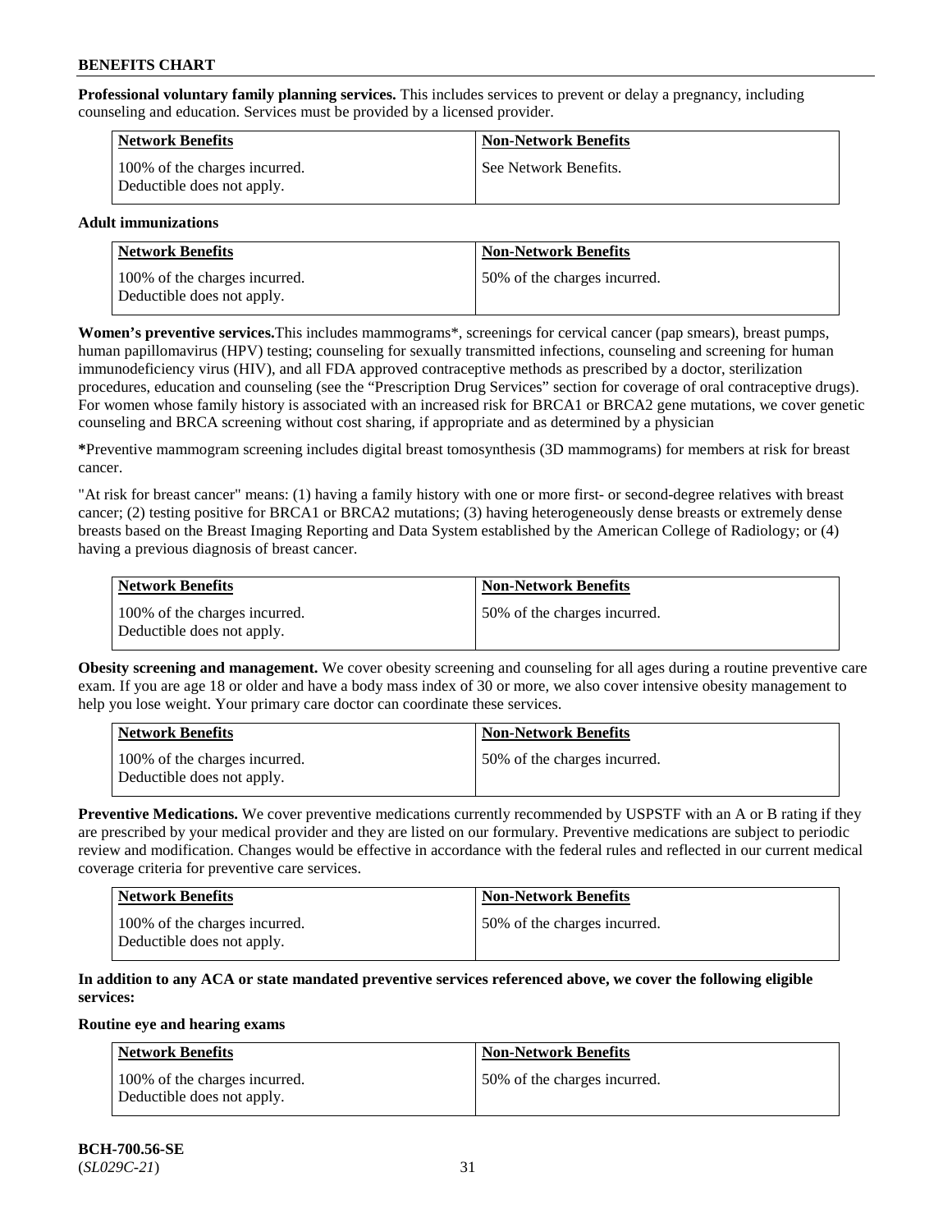**Professional voluntary family planning services.** This includes services to prevent or delay a pregnancy, including counseling and education. Services must be provided by a licensed provider.

| Network Benefits | Non-Network Benefits |
| --- | --- |
| 100% of the charges incurred. Deductible does not apply. | See Network Benefits. |

**Adult immunizations**

| Network Benefits | Non-Network Benefits |
| --- | --- |
| 100% of the charges incurred. Deductible does not apply. | 50% of the charges incurred. |

**Women's preventive services.** This includes mammograms*, screenings for cervical cancer (pap smears), breast pumps, human papillomavirus (HPV) testing; counseling for sexually transmitted infections, counseling and screening for human immunodeficiency virus (HIV), and all FDA approved contraceptive methods as prescribed by a doctor, sterilization procedures, education and counseling (see the "Prescription Drug Services" section for coverage of oral contraceptive drugs). For women whose family history is associated with an increased risk for BRCA1 or BRCA2 gene mutations, we cover genetic counseling and BRCA screening without cost sharing, if appropriate and as determined by a physician

***** Preventive mammogram screening includes digital breast tomosynthesis (3D mammograms) for members at risk for breast cancer.

"At risk for breast cancer" means: (1) having a family history with one or more first- or second-degree relatives with breast cancer; (2) testing positive for BRCA1 or BRCA2 mutations; (3) having heterogeneously dense breasts or extremely dense breasts based on the Breast Imaging Reporting and Data System established by the American College of Radiology; or (4) having a previous diagnosis of breast cancer.

| Network Benefits | Non-Network Benefits |
| --- | --- |
| 100% of the charges incurred. Deductible does not apply. | 50% of the charges incurred. |

**Obesity screening and management.** We cover obesity screening and counseling for all ages during a routine preventive care exam. If you are age 18 or older and have a body mass index of 30 or more, we also cover intensive obesity management to help you lose weight. Your primary care doctor can coordinate these services.

| Network Benefits | Non-Network Benefits |
| --- | --- |
| 100% of the charges incurred. Deductible does not apply. | 50% of the charges incurred. |

**Preventive Medications.** We cover preventive medications currently recommended by USPSTF with an A or B rating if they are prescribed by your medical provider and they are listed on our formulary. Preventive medications are subject to periodic review and modification. Changes would be effective in accordance with the federal rules and reflected in our current medical coverage criteria for preventive care services.

| Network Benefits | Non-Network Benefits |
| --- | --- |
| 100% of the charges incurred. Deductible does not apply. | 50% of the charges incurred. |

**In addition to any ACA or state mandated preventive services referenced above, we cover the following eligible services:**

**Routine eye and hearing exams**

| Network Benefits | Non-Network Benefits |
| --- | --- |
| 100% of the charges incurred. Deductible does not apply. | 50% of the charges incurred. |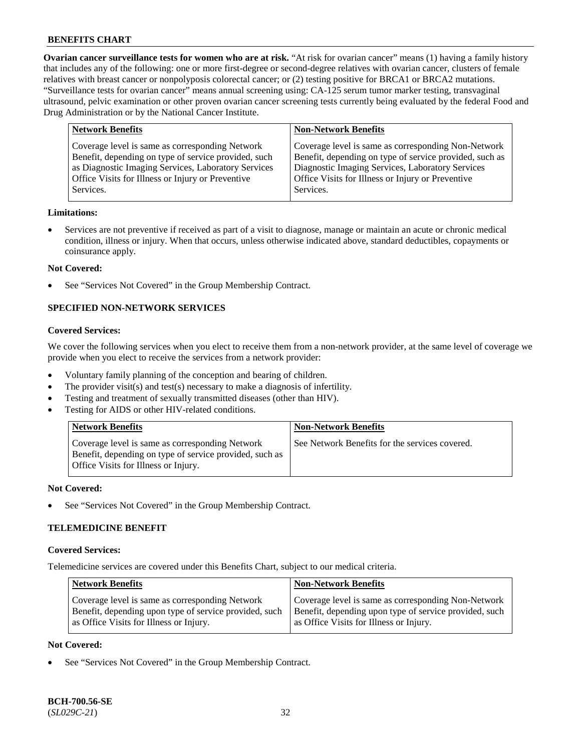**Ovarian cancer surveillance tests for women who are at risk.** "At risk for ovarian cancer" means (1) having a family history that includes any of the following: one or more first-degree or second-degree relatives with ovarian cancer, clusters of female relatives with breast cancer or nonpolyposis colorectal cancer; or (2) testing positive for BRCA1 or BRCA2 mutations. "Surveillance tests for ovarian cancer" means annual screening using: CA-125 serum tumor marker testing, transvaginal ultrasound, pelvic examination or other proven ovarian cancer screening tests currently being evaluated by the federal Food and Drug Administration or by the National Cancer Institute.

| Network Benefits | Non-Network Benefits |
|---|---|
| Coverage level is same as corresponding Network Benefit, depending on type of service provided, such as Diagnostic Imaging Services, Laboratory Services Office Visits for Illness or Injury or Preventive Services. | Coverage level is same as corresponding Non-Network Benefit, depending on type of service provided, such as Diagnostic Imaging Services, Laboratory Services Office Visits for Illness or Injury or Preventive Services. |

**Limitations:**

- Services are not preventive if received as part of a visit to diagnose, manage or maintain an acute or chronic medical condition, illness or injury. When that occurs, unless otherwise indicated above, standard deductibles, copayments or coinsurance apply.

**Not Covered:**

- See "Services Not Covered" in the Group Membership Contract.

## SPECIFIED NON-NETWORK SERVICES

**Covered Services:**

We cover the following services when you elect to receive them from a non-network provider, at the same level of coverage we provide when you elect to receive the services from a network provider:

- Voluntary family planning of the conception and bearing of children.
- The provider visit(s) and test(s) necessary to make a diagnosis of infertility.
- Testing and treatment of sexually transmitted diseases (other than HIV).
- Testing for AIDS or other HIV-related conditions.

| Network Benefits | Non-Network Benefits |
|---|---|
| Coverage level is same as corresponding Network Benefit, depending on type of service provided, such as Office Visits for Illness or Injury. | See Network Benefits for the services covered. |

**Not Covered:**

- See "Services Not Covered" in the Group Membership Contract.

## TELEMEDICINE BENEFIT

**Covered Services:**

Telemedicine services are covered under this Benefits Chart, subject to our medical criteria.

| Network Benefits | Non-Network Benefits |
|---|---|
| Coverage level is same as corresponding Network Benefit, depending upon type of service provided, such as Office Visits for Illness or Injury. | Coverage level is same as corresponding Non-Network Benefit, depending upon type of service provided, such as Office Visits for Illness or Injury. |

**Not Covered:**

- See "Services Not Covered" in the Group Membership Contract.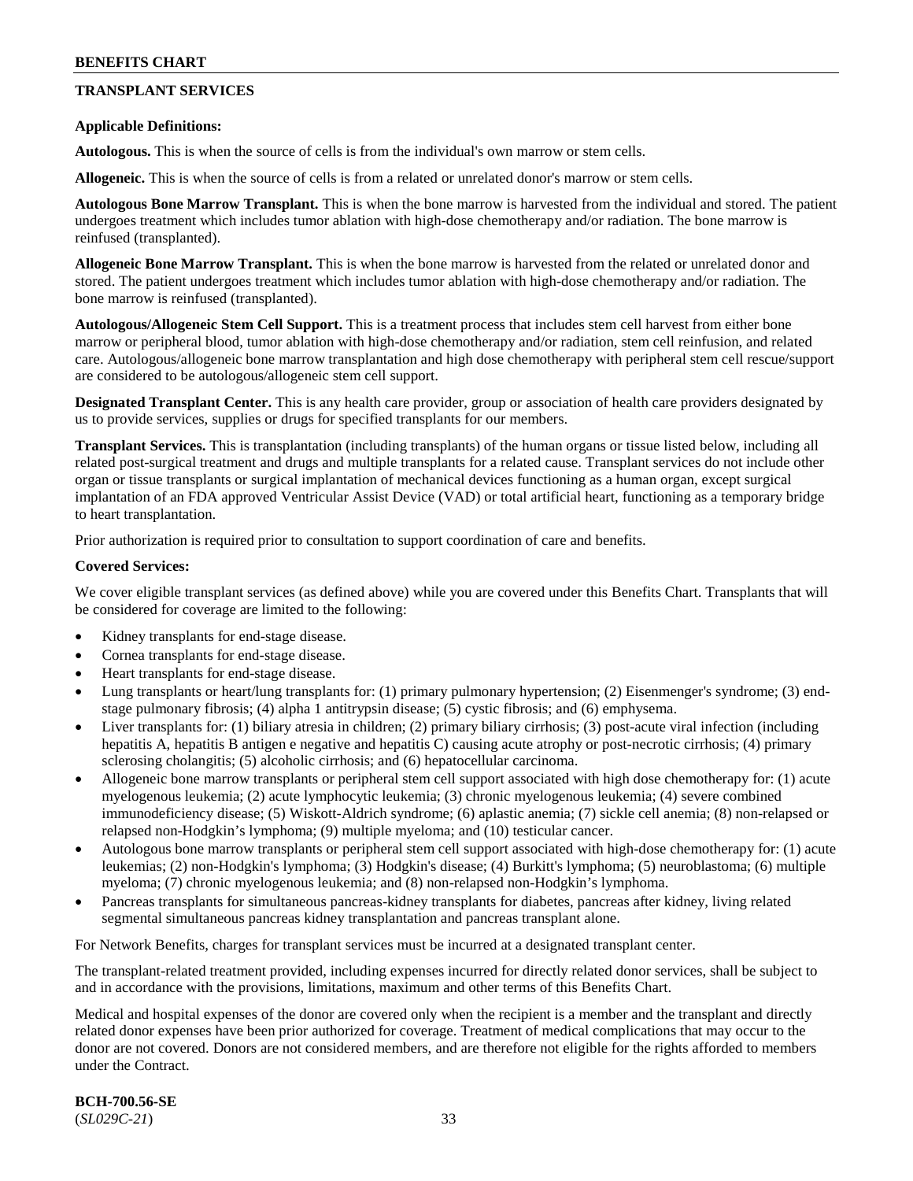## TRANSPLANT SERVICES

**Applicable Definitions:**

**Autologous.** This is when the source of cells is from the individual's own marrow or stem cells.

**Allogeneic.** This is when the source of cells is from a related or unrelated donor's marrow or stem cells.

**Autologous Bone Marrow Transplant.** This is when the bone marrow is harvested from the individual and stored. The patient undergoes treatment which includes tumor ablation with high-dose chemotherapy and/or radiation. The bone marrow is reinfused (transplanted).

**Allogeneic Bone Marrow Transplant.** This is when the bone marrow is harvested from the related or unrelated donor and stored. The patient undergoes treatment which includes tumor ablation with high-dose chemotherapy and/or radiation. The bone marrow is reinfused (transplanted).

**Autologous/Allogeneic Stem Cell Support.** This is a treatment process that includes stem cell harvest from either bone marrow or peripheral blood, tumor ablation with high-dose chemotherapy and/or radiation, stem cell reinfusion, and related care. Autologous/allogeneic bone marrow transplantation and high dose chemotherapy with peripheral stem cell rescue/support are considered to be autologous/allogeneic stem cell support.

**Designated Transplant Center.** This is any health care provider, group or association of health care providers designated by us to provide services, supplies or drugs for specified transplants for our members.

**Transplant Services.** This is transplantation (including transplants) of the human organs or tissue listed below, including all related post-surgical treatment and drugs and multiple transplants for a related cause. Transplant services do not include other organ or tissue transplants or surgical implantation of mechanical devices functioning as a human organ, except surgical implantation of an FDA approved Ventricular Assist Device (VAD) or total artificial heart, functioning as a temporary bridge to heart transplantation.

Prior authorization is required prior to consultation to support coordination of care and benefits.

**Covered Services:**

We cover eligible transplant services (as defined above) while you are covered under this Benefits Chart. Transplants that will be considered for coverage are limited to the following:

- Kidney transplants for end-stage disease.
- Cornea transplants for end-stage disease.
- Heart transplants for end-stage disease.
- Lung transplants or heart/lung transplants for: (1) primary pulmonary hypertension; (2) Eisenmenger's syndrome; (3) end-stage pulmonary fibrosis; (4) alpha 1 antitrypsin disease; (5) cystic fibrosis; and (6) emphysema.
- Liver transplants for: (1) biliary atresia in children; (2) primary biliary cirrhosis; (3) post-acute viral infection (including hepatitis A, hepatitis B antigen e negative and hepatitis C) causing acute atrophy or post-necrotic cirrhosis; (4) primary sclerosing cholangitis; (5) alcoholic cirrhosis; and (6) hepatocellular carcinoma.
- Allogeneic bone marrow transplants or peripheral stem cell support associated with high dose chemotherapy for: (1) acute myelogenous leukemia; (2) acute lymphocytic leukemia; (3) chronic myelogenous leukemia; (4) severe combined immunodeficiency disease; (5) Wiskott-Aldrich syndrome; (6) aplastic anemia; (7) sickle cell anemia; (8) non-relapsed or relapsed non-Hodgkin's lymphoma; (9) multiple myeloma; and (10) testicular cancer.
- Autologous bone marrow transplants or peripheral stem cell support associated with high-dose chemotherapy for: (1) acute leukemias; (2) non-Hodgkin's lymphoma; (3) Hodgkin's disease; (4) Burkitt's lymphoma; (5) neuroblastoma; (6) multiple myeloma; (7) chronic myelogenous leukemia; and (8) non-relapsed non-Hodgkin's lymphoma.
- Pancreas transplants for simultaneous pancreas-kidney transplants for diabetes, pancreas after kidney, living related segmental simultaneous pancreas kidney transplantation and pancreas transplant alone.

For Network Benefits, charges for transplant services must be incurred at a designated transplant center.

The transplant-related treatment provided, including expenses incurred for directly related donor services, shall be subject to and in accordance with the provisions, limitations, maximum and other terms of this Benefits Chart.

Medical and hospital expenses of the donor are covered only when the recipient is a member and the transplant and directly related donor expenses have been prior authorized for coverage. Treatment of medical complications that may occur to the donor are not covered. Donors are not considered members, and are therefore not eligible for the rights afforded to members under the Contract.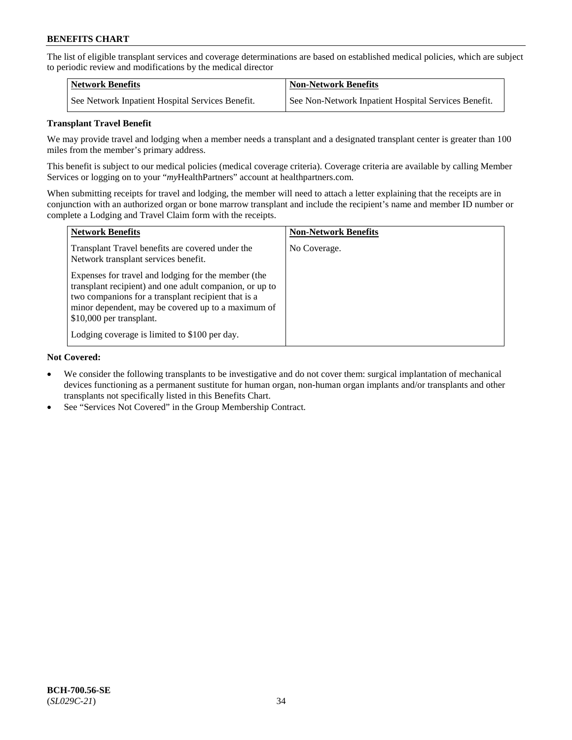The list of eligible transplant services and coverage determinations are based on established medical policies, which are subject to periodic review and modifications by the medical director

| Network Benefits | Non-Network Benefits |
| --- | --- |
| See Network Inpatient Hospital Services Benefit. | See Non-Network Inpatient Hospital Services Benefit. |

**Transplant Travel Benefit**

We may provide travel and lodging when a member needs a transplant and a designated transplant center is greater than 100 miles from the member's primary address.

This benefit is subject to our medical policies (medical coverage criteria). Coverage criteria are available by calling Member Services or logging on to your "*my*HealthPartners" account at healthpartners.com.

When submitting receipts for travel and lodging, the member will need to attach a letter explaining that the receipts are in conjunction with an authorized organ or bone marrow transplant and include the recipient's name and member ID number or complete a Lodging and Travel Claim form with the receipts.

| Network Benefits | Non-Network Benefits |
| --- | --- |
| Transplant Travel benefits are covered under the Network transplant services benefit.<br><br>Expenses for travel and lodging for the member (the transplant recipient) and one adult companion, or up to two companions for a transplant recipient that is a minor dependent, may be covered up to a maximum of $10,000 per transplant.<br><br>Lodging coverage is limited to $100 per day. | No Coverage. |

**Not Covered:**

- We consider the following transplants to be investigative and do not cover them: surgical implantation of mechanical devices functioning as a permanent sustitute for human organ, non-human organ implants and/or transplants and other transplants not specifically listed in this Benefits Chart.
- See "Services Not Covered" in the Group Membership Contract.